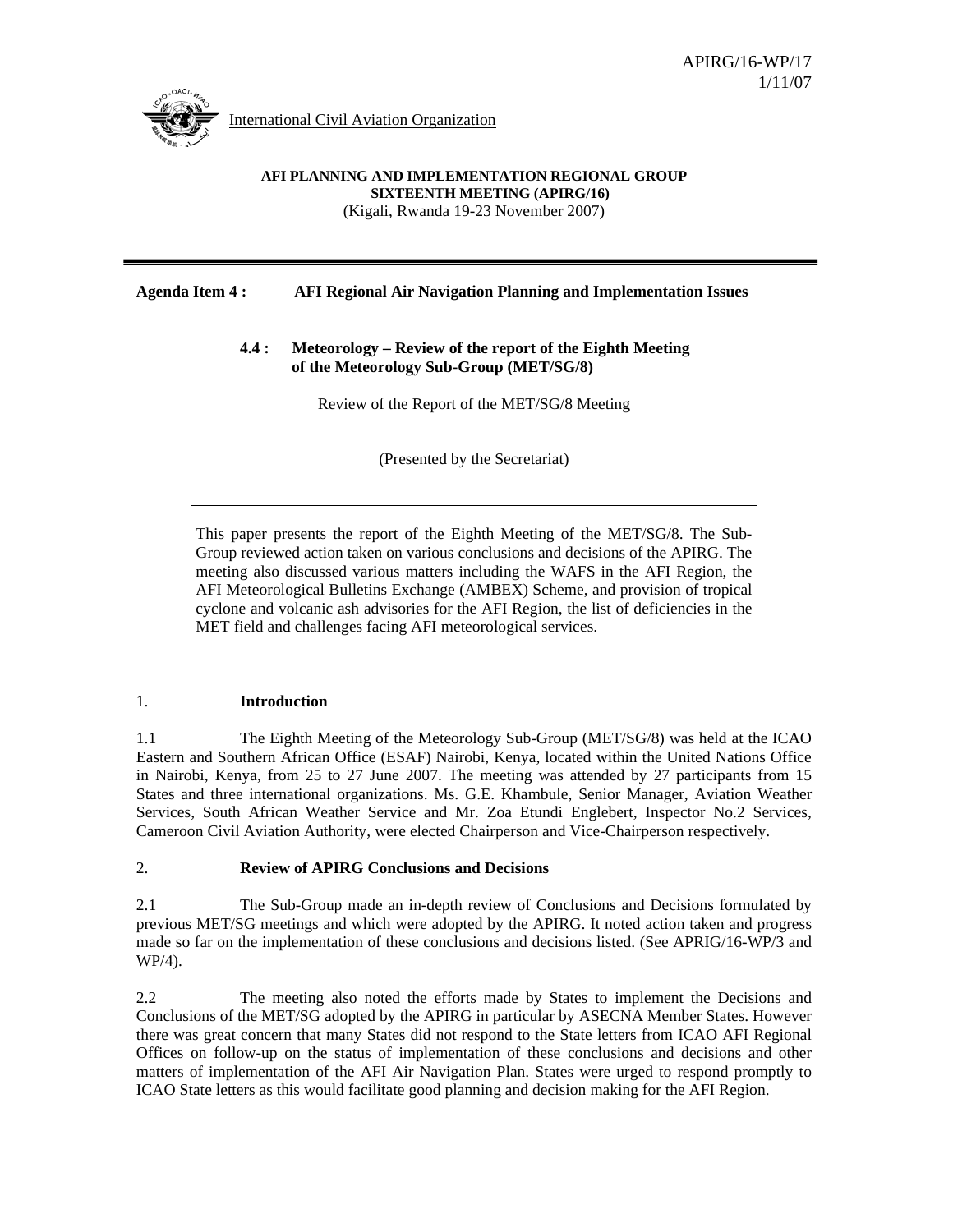APIRG/16-WP/17
1/11/07

International Civil Aviation Organization

**AFI PLANNING AND IMPLEMENTATION REGIONAL GROUP**
**SIXTEENTH MEETING (APIRG/16)**
(Kigali, Rwanda 19-23 November 2007)

---

**Agenda Item 4 : AFI Regional Air Navigation Planning and Implementation Issues**

**4.4 : Meteorology – Review of the report of the Eighth Meeting of the Meteorology Sub-Group (MET/SG/8)**

Review of the Report of the MET/SG/8 Meeting

(Presented by the Secretariat)

> This paper presents the report of the Eighth Meeting of the MET/SG/8. The Sub-Group reviewed action taken on various conclusions and decisions of the APIRG. The meeting also discussed various matters including the WAFS in the AFI Region, the AFI Meteorological Bulletins Exchange (AMBEX) Scheme, and provision of tropical cyclone and volcanic ash advisories for the AFI Region, the list of deficiencies in the MET field and challenges facing AFI meteorological services.

## 1. Introduction

1.1 The Eighth Meeting of the Meteorology Sub-Group (MET/SG/8) was held at the ICAO Eastern and Southern African Office (ESAF) Nairobi, Kenya, located within the United Nations Office in Nairobi, Kenya, from 25 to 27 June 2007. The meeting was attended by 27 participants from 15 States and three international organizations. Ms. G.E. Khambule, Senior Manager, Aviation Weather Services, South African Weather Service and Mr. Zoa Etundi Englebert, Inspector No.2 Services, Cameroon Civil Aviation Authority, were elected Chairperson and Vice-Chairperson respectively.

## 2. Review of APIRG Conclusions and Decisions

2.1 The Sub-Group made an in-depth review of Conclusions and Decisions formulated by previous MET/SG meetings and which were adopted by the APIRG. It noted action taken and progress made so far on the implementation of these conclusions and decisions listed. (See APRIG/16-WP/3 and WP/4).

2.2 The meeting also noted the efforts made by States to implement the Decisions and Conclusions of the MET/SG adopted by the APIRG in particular by ASECNA Member States. However there was great concern that many States did not respond to the State letters from ICAO AFI Regional Offices on follow-up on the status of implementation of these conclusions and decisions and other matters of implementation of the AFI Air Navigation Plan. States were urged to respond promptly to ICAO State letters as this would facilitate good planning and decision making for the AFI Region.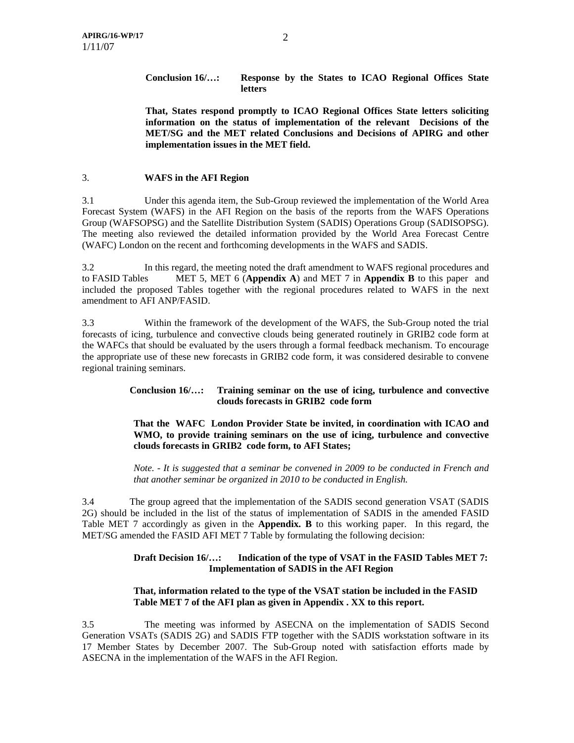**Conclusion 16/…: Response by the States to ICAO Regional Offices State letters**

**That, States respond promptly to ICAO Regional Offices State letters soliciting information on the status of implementation of the relevant Decisions of the MET/SG and the MET related Conclusions and Decisions of APIRG and other implementation issues in the MET field.**

## 3. WAFS in the AFI Region

3.1 Under this agenda item, the Sub-Group reviewed the implementation of the World Area Forecast System (WAFS) in the AFI Region on the basis of the reports from the WAFS Operations Group (WAFSOPSG) and the Satellite Distribution System (SADIS) Operations Group (SADISOPSG). The meeting also reviewed the detailed information provided by the World Area Forecast Centre (WAFC) London on the recent and forthcoming developments in the WAFS and SADIS.

3.2 In this regard, the meeting noted the draft amendment to WAFS regional procedures and to FASID Tables MET 5, MET 6 (**Appendix A**) and MET 7 in **Appendix B** to this paper and included the proposed Tables together with the regional procedures related to WAFS in the next amendment to AFI ANP/FASID.

3.3 Within the framework of the development of the WAFS, the Sub-Group noted the trial forecasts of icing, turbulence and convective clouds being generated routinely in GRIB2 code form at the WAFCs that should be evaluated by the users through a formal feedback mechanism. To encourage the appropriate use of these new forecasts in GRIB2 code form, it was considered desirable to convene regional training seminars.

**Conclusion 16/…: Training seminar on the use of icing, turbulence and convective clouds forecasts in GRIB2 code form**

**That the WAFC London Provider State be invited, in coordination with ICAO and WMO, to provide training seminars on the use of icing, turbulence and convective clouds forecasts in GRIB2 code form, to AFI States;**

*Note. - It is suggested that a seminar be convened in 2009 to be conducted in French and that another seminar be organized in 2010 to be conducted in English.*

3.4 The group agreed that the implementation of the SADIS second generation VSAT (SADIS 2G) should be included in the list of the status of implementation of SADIS in the amended FASID Table MET 7 accordingly as given in the **Appendix. B** to this working paper. In this regard, the MET/SG amended the FASID AFI MET 7 Table by formulating the following decision:

**Draft Decision 16/…: Indication of the type of VSAT in the FASID Tables MET 7: Implementation of SADIS in the AFI Region**

**That, information related to the type of the VSAT station be included in the FASID Table MET 7 of the AFI plan as given in Appendix . XX to this report.**

3.5 The meeting was informed by ASECNA on the implementation of SADIS Second Generation VSATs (SADIS 2G) and SADIS FTP together with the SADIS workstation software in its 17 Member States by December 2007. The Sub-Group noted with satisfaction efforts made by ASECNA in the implementation of the WAFS in the AFI Region.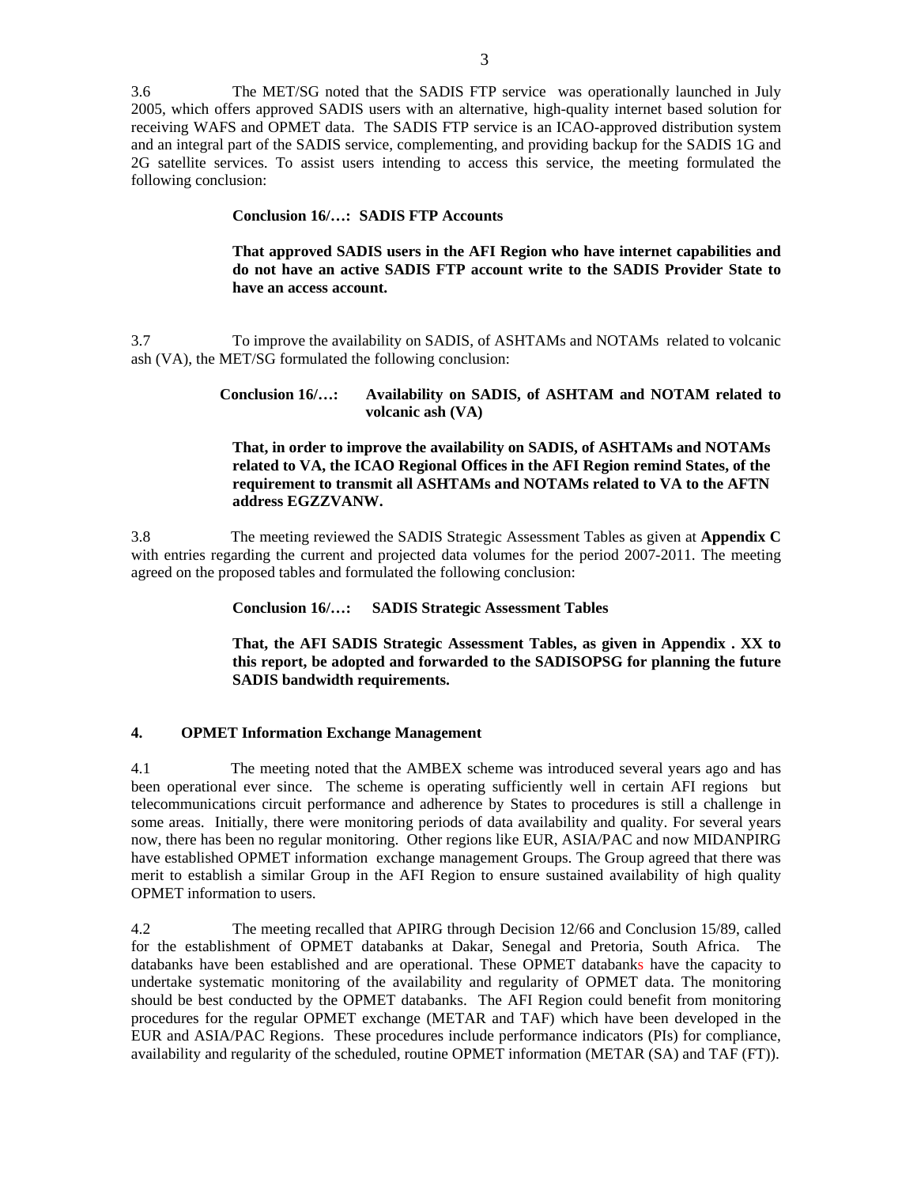3.6 The MET/SG noted that the SADIS FTP service was operationally launched in July 2005, which offers approved SADIS users with an alternative, high-quality internet based solution for receiving WAFS and OPMET data. The SADIS FTP service is an ICAO-approved distribution system and an integral part of the SADIS service, complementing, and providing backup for the SADIS 1G and 2G satellite services. To assist users intending to access this service, the meeting formulated the following conclusion:

**Conclusion 16/…: SADIS FTP Accounts**

**That approved SADIS users in the AFI Region who have internet capabilities and do not have an active SADIS FTP account write to the SADIS Provider State to have an access account.**

3.7 To improve the availability on SADIS, of ASHTAMs and NOTAMs related to volcanic ash (VA), the MET/SG formulated the following conclusion:

**Conclusion 16/…: Availability on SADIS, of ASHTAM and NOTAM related to volcanic ash (VA)**

**That, in order to improve the availability on SADIS, of ASHTAMs and NOTAMs related to VA, the ICAO Regional Offices in the AFI Region remind States, of the requirement to transmit all ASHTAMs and NOTAMs related to VA to the AFTN address EGZZVANW.**

3.8 The meeting reviewed the SADIS Strategic Assessment Tables as given at **Appendix C** with entries regarding the current and projected data volumes for the period 2007-2011. The meeting agreed on the proposed tables and formulated the following conclusion:

**Conclusion 16/…: SADIS Strategic Assessment Tables**

**That, the AFI SADIS Strategic Assessment Tables, as given in Appendix . XX to this report, be adopted and forwarded to the SADISOPSG for planning the future SADIS bandwidth requirements.**

## 4. OPMET Information Exchange Management

4.1 The meeting noted that the AMBEX scheme was introduced several years ago and has been operational ever since. The scheme is operating sufficiently well in certain AFI regions but telecommunications circuit performance and adherence by States to procedures is still a challenge in some areas. Initially, there were monitoring periods of data availability and quality. For several years now, there has been no regular monitoring. Other regions like EUR, ASIA/PAC and now MIDANPIRG have established OPMET information exchange management Groups. The Group agreed that there was merit to establish a similar Group in the AFI Region to ensure sustained availability of high quality OPMET information to users.

4.2 The meeting recalled that APIRG through Decision 12/66 and Conclusion 15/89, called for the establishment of OPMET databanks at Dakar, Senegal and Pretoria, South Africa. The databanks have been established and are operational. These OPMET databanks have the capacity to undertake systematic monitoring of the availability and regularity of OPMET data. The monitoring should be best conducted by the OPMET databanks. The AFI Region could benefit from monitoring procedures for the regular OPMET exchange (METAR and TAF) which have been developed in the EUR and ASIA/PAC Regions. These procedures include performance indicators (PIs) for compliance, availability and regularity of the scheduled, routine OPMET information (METAR (SA) and TAF (FT)).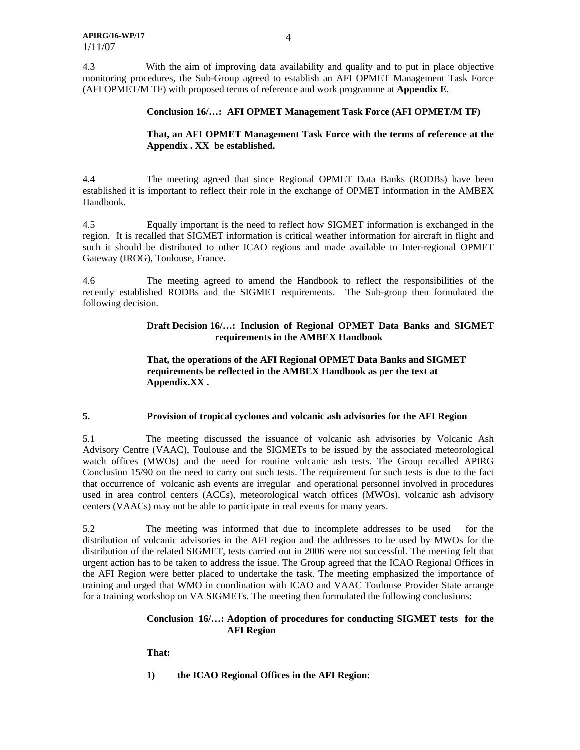4.3 With the aim of improving data availability and quality and to put in place objective monitoring procedures, the Sub-Group agreed to establish an AFI OPMET Management Task Force (AFI OPMET/M TF) with proposed terms of reference and work programme at **Appendix E**.

**Conclusion 16/…: AFI OPMET Management Task Force (AFI OPMET/M TF)**

**That, an AFI OPMET Management Task Force with the terms of reference at the Appendix . XX be established.**

4.4 The meeting agreed that since Regional OPMET Data Banks (RODBs) have been established it is important to reflect their role in the exchange of OPMET information in the AMBEX Handbook.

4.5 Equally important is the need to reflect how SIGMET information is exchanged in the region. It is recalled that SIGMET information is critical weather information for aircraft in flight and such it should be distributed to other ICAO regions and made available to Inter-regional OPMET Gateway (IROG), Toulouse, France.

4.6 The meeting agreed to amend the Handbook to reflect the responsibilities of the recently established RODBs and the SIGMET requirements. The Sub-group then formulated the following decision.

**Draft Decision 16/…: Inclusion of Regional OPMET Data Banks and SIGMET requirements in the AMBEX Handbook**

**That, the operations of the AFI Regional OPMET Data Banks and SIGMET requirements be reflected in the AMBEX Handbook as per the text at Appendix.XX .**

## 5. Provision of tropical cyclones and volcanic ash advisories for the AFI Region

5.1 The meeting discussed the issuance of volcanic ash advisories by Volcanic Ash Advisory Centre (VAAC), Toulouse and the SIGMETs to be issued by the associated meteorological watch offices (MWOs) and the need for routine volcanic ash tests. The Group recalled APIRG Conclusion 15/90 on the need to carry out such tests. The requirement for such tests is due to the fact that occurrence of volcanic ash events are irregular and operational personnel involved in procedures used in area control centers (ACCs), meteorological watch offices (MWOs), volcanic ash advisory centers (VAACs) may not be able to participate in real events for many years.

5.2 The meeting was informed that due to incomplete addresses to be used for the distribution of volcanic advisories in the AFI region and the addresses to be used by MWOs for the distribution of the related SIGMET, tests carried out in 2006 were not successful. The meeting felt that urgent action has to be taken to address the issue. The Group agreed that the ICAO Regional Offices in the AFI Region were better placed to undertake the task. The meeting emphasized the importance of training and urged that WMO in coordination with ICAO and VAAC Toulouse Provider State arrange for a training workshop on VA SIGMETs. The meeting then formulated the following conclusions:

**Conclusion 16/…: Adoption of procedures for conducting SIGMET tests for the AFI Region**

**That:**

**1) the ICAO Regional Offices in the AFI Region:**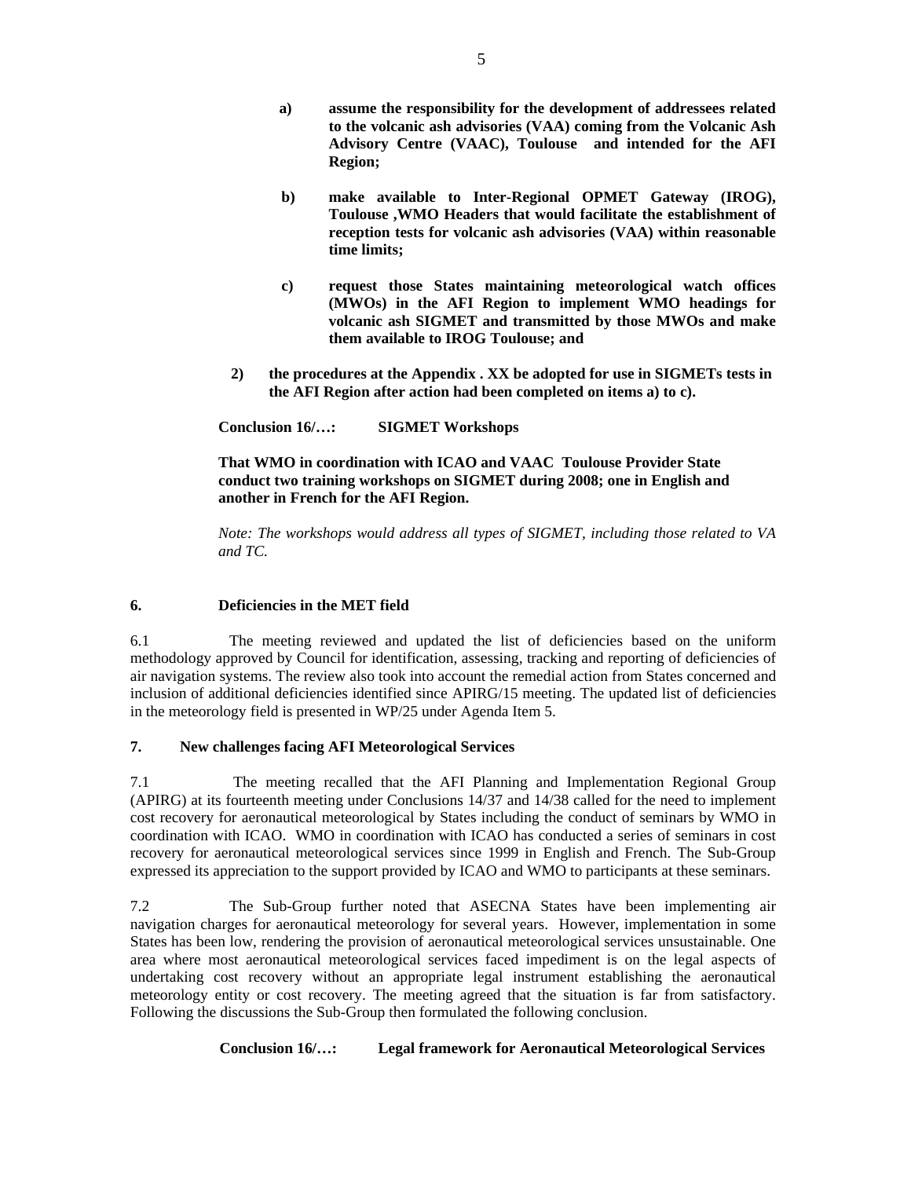**a) assume the responsibility for the development of addressees related to the volcanic ash advisories (VAA) coming from the Volcanic Ash Advisory Centre (VAAC), Toulouse and intended for the AFI Region;**

**b) make available to Inter-Regional OPMET Gateway (IROG), Toulouse ,WMO Headers that would facilitate the establishment of reception tests for volcanic ash advisories (VAA) within reasonable time limits;**

**c) request those States maintaining meteorological watch offices (MWOs) in the AFI Region to implement WMO headings for volcanic ash SIGMET and transmitted by those MWOs and make them available to IROG Toulouse; and**

**2) the procedures at the Appendix . XX be adopted for use in SIGMETs tests in the AFI Region after action had been completed on items a) to c).**

**Conclusion 16/…: SIGMET Workshops**

**That WMO in coordination with ICAO and VAAC Toulouse Provider State conduct two training workshops on SIGMET during 2008; one in English and another in French for the AFI Region.**

*Note: The workshops would address all types of SIGMET, including those related to VA and TC.*

## 6. Deficiencies in the MET field

6.1 The meeting reviewed and updated the list of deficiencies based on the uniform methodology approved by Council for identification, assessing, tracking and reporting of deficiencies of air navigation systems. The review also took into account the remedial action from States concerned and inclusion of additional deficiencies identified since APIRG/15 meeting. The updated list of deficiencies in the meteorology field is presented in WP/25 under Agenda Item 5.

## 7. New challenges facing AFI Meteorological Services

7.1 The meeting recalled that the AFI Planning and Implementation Regional Group (APIRG) at its fourteenth meeting under Conclusions 14/37 and 14/38 called for the need to implement cost recovery for aeronautical meteorological by States including the conduct of seminars by WMO in coordination with ICAO. WMO in coordination with ICAO has conducted a series of seminars in cost recovery for aeronautical meteorological services since 1999 in English and French. The Sub-Group expressed its appreciation to the support provided by ICAO and WMO to participants at these seminars.

7.2 The Sub-Group further noted that ASECNA States have been implementing air navigation charges for aeronautical meteorology for several years. However, implementation in some States has been low, rendering the provision of aeronautical meteorological services unsustainable. One area where most aeronautical meteorological services faced impediment is on the legal aspects of undertaking cost recovery without an appropriate legal instrument establishing the aeronautical meteorology entity or cost recovery. The meeting agreed that the situation is far from satisfactory. Following the discussions the Sub-Group then formulated the following conclusion.

**Conclusion 16/…: Legal framework for Aeronautical Meteorological Services**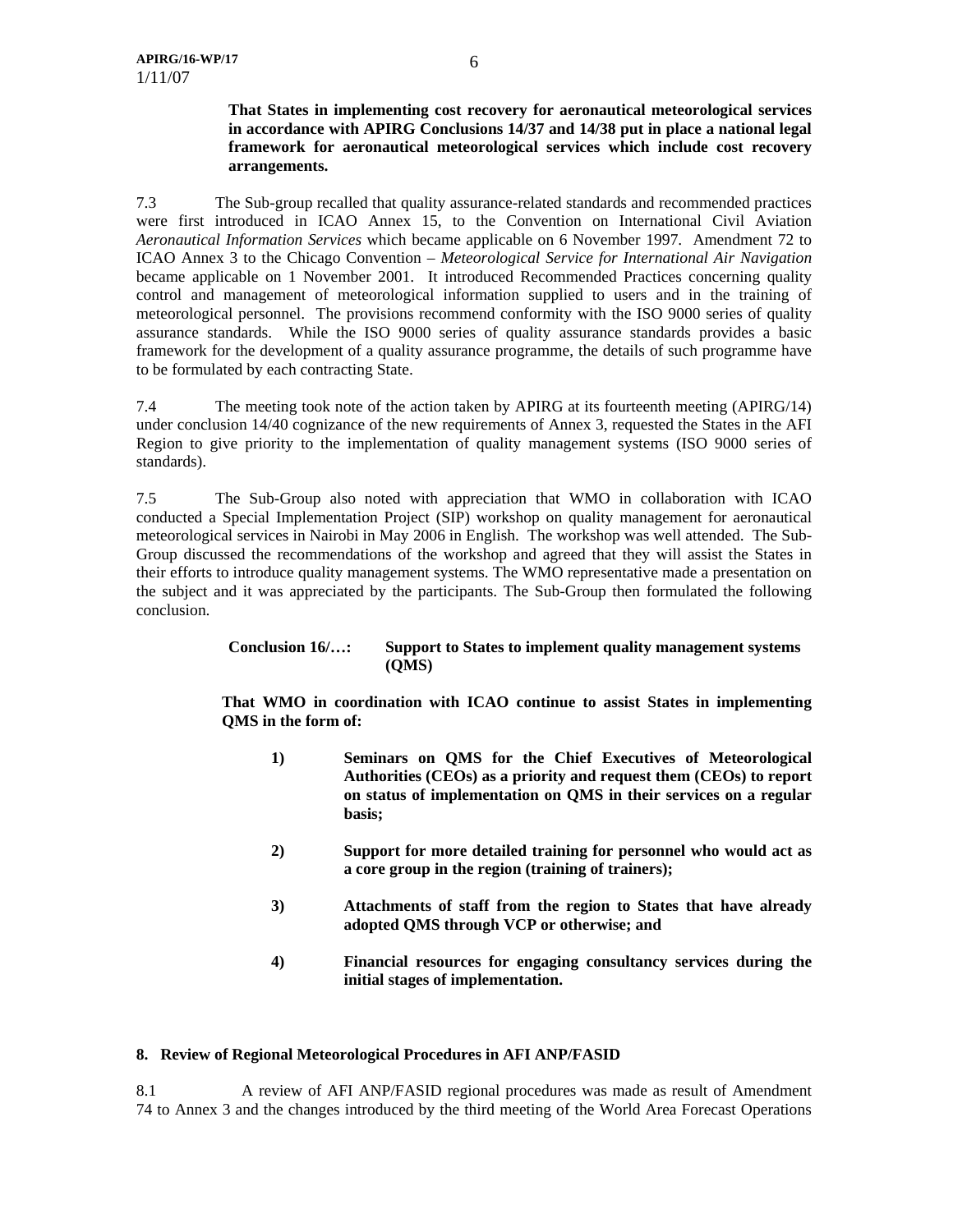**That States in implementing cost recovery for aeronautical meteorological services in accordance with APIRG Conclusions 14/37 and 14/38 put in place a national legal framework for aeronautical meteorological services which include cost recovery arrangements.**

7.3 The Sub-group recalled that quality assurance-related standards and recommended practices were first introduced in ICAO Annex 15, to the Convention on International Civil Aviation *Aeronautical Information Services* which became applicable on 6 November 1997. Amendment 72 to ICAO Annex 3 to the Chicago Convention – *Meteorological Service for International Air Navigation* became applicable on 1 November 2001. It introduced Recommended Practices concerning quality control and management of meteorological information supplied to users and in the training of meteorological personnel. The provisions recommend conformity with the ISO 9000 series of quality assurance standards. While the ISO 9000 series of quality assurance standards provides a basic framework for the development of a quality assurance programme, the details of such programme have to be formulated by each contracting State.

7.4 The meeting took note of the action taken by APIRG at its fourteenth meeting (APIRG/14) under conclusion 14/40 cognizance of the new requirements of Annex 3, requested the States in the AFI Region to give priority to the implementation of quality management systems (ISO 9000 series of standards).

7.5 The Sub-Group also noted with appreciation that WMO in collaboration with ICAO conducted a Special Implementation Project (SIP) workshop on quality management for aeronautical meteorological services in Nairobi in May 2006 in English. The workshop was well attended. The Sub-Group discussed the recommendations of the workshop and agreed that they will assist the States in their efforts to introduce quality management systems. The WMO representative made a presentation on the subject and it was appreciated by the participants. The Sub-Group then formulated the following conclusion.

**Conclusion 16/…: Support to States to implement quality management systems (QMS)**

**That WMO in coordination with ICAO continue to assist States in implementing QMS in the form of:**

1) **Seminars on QMS for the Chief Executives of Meteorological Authorities (CEOs) as a priority and request them (CEOs) to report on status of implementation on QMS in their services on a regular basis;**

2) **Support for more detailed training for personnel who would act as a core group in the region (training of trainers);**

3) **Attachments of staff from the region to States that have already adopted QMS through VCP or otherwise; and**

4) **Financial resources for engaging consultancy services during the initial stages of implementation.**

## 8. Review of Regional Meteorological Procedures in AFI ANP/FASID

8.1 A review of AFI ANP/FASID regional procedures was made as result of Amendment 74 to Annex 3 and the changes introduced by the third meeting of the World Area Forecast Operations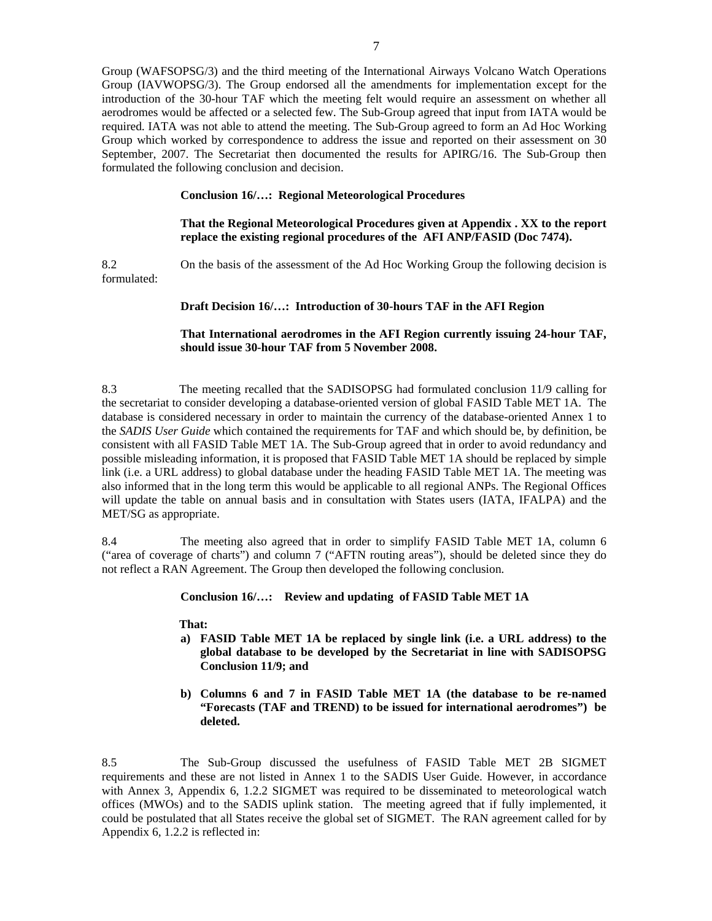Group (WAFSOPSG/3) and the third meeting of the International Airways Volcano Watch Operations Group (IAVWOPSG/3). The Group endorsed all the amendments for implementation except for the introduction of the 30-hour TAF which the meeting felt would require an assessment on whether all aerodromes would be affected or a selected few. The Sub-Group agreed that input from IATA would be required. IATA was not able to attend the meeting. The Sub-Group agreed to form an Ad Hoc Working Group which worked by correspondence to address the issue and reported on their assessment on 30 September, 2007. The Secretariat then documented the results for APIRG/16. The Sub-Group then formulated the following conclusion and decision.

**Conclusion 16/…: Regional Meteorological Procedures**

**That the Regional Meteorological Procedures given at Appendix . XX to the report replace the existing regional procedures of the AFI ANP/FASID (Doc 7474).**

8.2 On the basis of the assessment of the Ad Hoc Working Group the following decision is formulated:

**Draft Decision 16/…: Introduction of 30-hours TAF in the AFI Region**

**That International aerodromes in the AFI Region currently issuing 24-hour TAF, should issue 30-hour TAF from 5 November 2008.**

8.3 The meeting recalled that the SADISOPSG had formulated conclusion 11/9 calling for the secretariat to consider developing a database-oriented version of global FASID Table MET 1A. The database is considered necessary in order to maintain the currency of the database-oriented Annex 1 to the *SADIS User Guide* which contained the requirements for TAF and which should be, by definition, be consistent with all FASID Table MET 1A. The Sub-Group agreed that in order to avoid redundancy and possible misleading information, it is proposed that FASID Table MET 1A should be replaced by simple link (i.e. a URL address) to global database under the heading FASID Table MET 1A. The meeting was also informed that in the long term this would be applicable to all regional ANPs. The Regional Offices will update the table on annual basis and in consultation with States users (IATA, IFALPA) and the MET/SG as appropriate.

8.4 The meeting also agreed that in order to simplify FASID Table MET 1A, column 6 ("area of coverage of charts") and column 7 ("AFTN routing areas"), should be deleted since they do not reflect a RAN Agreement. The Group then developed the following conclusion.

**Conclusion 16/…: Review and updating of FASID Table MET 1A**

**That:**

**a) FASID Table MET 1A be replaced by single link (i.e. a URL address) to the global database to be developed by the Secretariat in line with SADISOPSG Conclusion 11/9; and**

**b) Columns 6 and 7 in FASID Table MET 1A (the database to be re-named "Forecasts (TAF and TREND) to be issued for international aerodromes") be deleted.**

8.5 The Sub-Group discussed the usefulness of FASID Table MET 2B SIGMET requirements and these are not listed in Annex 1 to the SADIS User Guide. However, in accordance with Annex 3, Appendix 6, 1.2.2 SIGMET was required to be disseminated to meteorological watch offices (MWOs) and to the SADIS uplink station. The meeting agreed that if fully implemented, it could be postulated that all States receive the global set of SIGMET. The RAN agreement called for by Appendix 6, 1.2.2 is reflected in: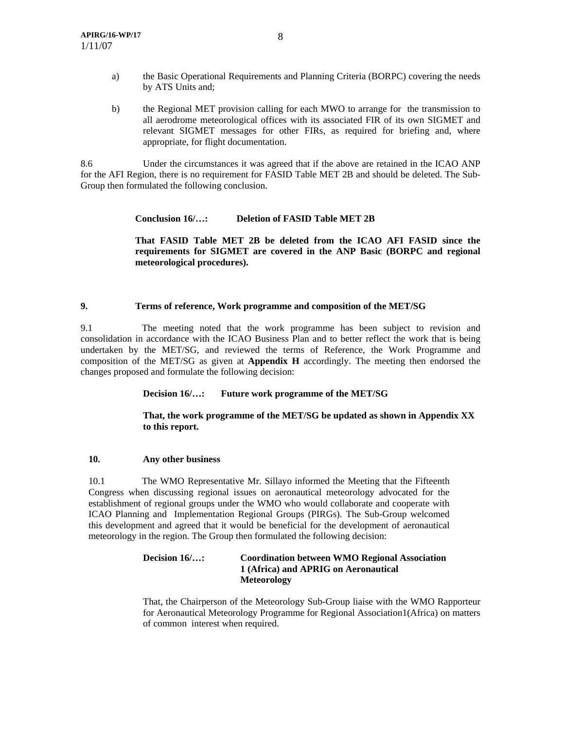a) the Basic Operational Requirements and Planning Criteria (BORPC) covering the needs by ATS Units and;

b) the Regional MET provision calling for each MWO to arrange for the transmission to all aerodrome meteorological offices with its associated FIR of its own SIGMET and relevant SIGMET messages for other FIRs, as required for briefing and, where appropriate, for flight documentation.

8.6 Under the circumstances it was agreed that if the above are retained in the ICAO ANP for the AFI Region, there is no requirement for FASID Table MET 2B and should be deleted. The Sub-Group then formulated the following conclusion.

**Conclusion 16/…: Deletion of FASID Table MET 2B**

**That FASID Table MET 2B be deleted from the ICAO AFI FASID since the requirements for SIGMET are covered in the ANP Basic (BORPC and regional meteorological procedures).**

## 9. Terms of reference, Work programme and composition of the MET/SG

9.1 The meeting noted that the work programme has been subject to revision and consolidation in accordance with the ICAO Business Plan and to better reflect the work that is being undertaken by the MET/SG, and reviewed the terms of Reference, the Work Programme and composition of the MET/SG as given at **Appendix H** accordingly. The meeting then endorsed the changes proposed and formulate the following decision:

**Decision 16/…: Future work programme of the MET/SG**

**That, the work programme of the MET/SG be updated as shown in Appendix XX to this report.**

## 10. Any other business

10.1 The WMO Representative Mr. Sillayo informed the Meeting that the Fifteenth Congress when discussing regional issues on aeronautical meteorology advocated for the establishment of regional groups under the WMO who would collaborate and cooperate with ICAO Planning and Implementation Regional Groups (PIRGs). The Sub-Group welcomed this development and agreed that it would be beneficial for the development of aeronautical meteorology in the region. The Group then formulated the following decision:

**Decision 16/…: Coordination between WMO Regional Association 1 (Africa) and APRIG on Aeronautical Meteorology**

That, the Chairperson of the Meteorology Sub-Group liaise with the WMO Rapporteur for Aeronautical Meteorology Programme for Regional Association1(Africa) on matters of common interest when required.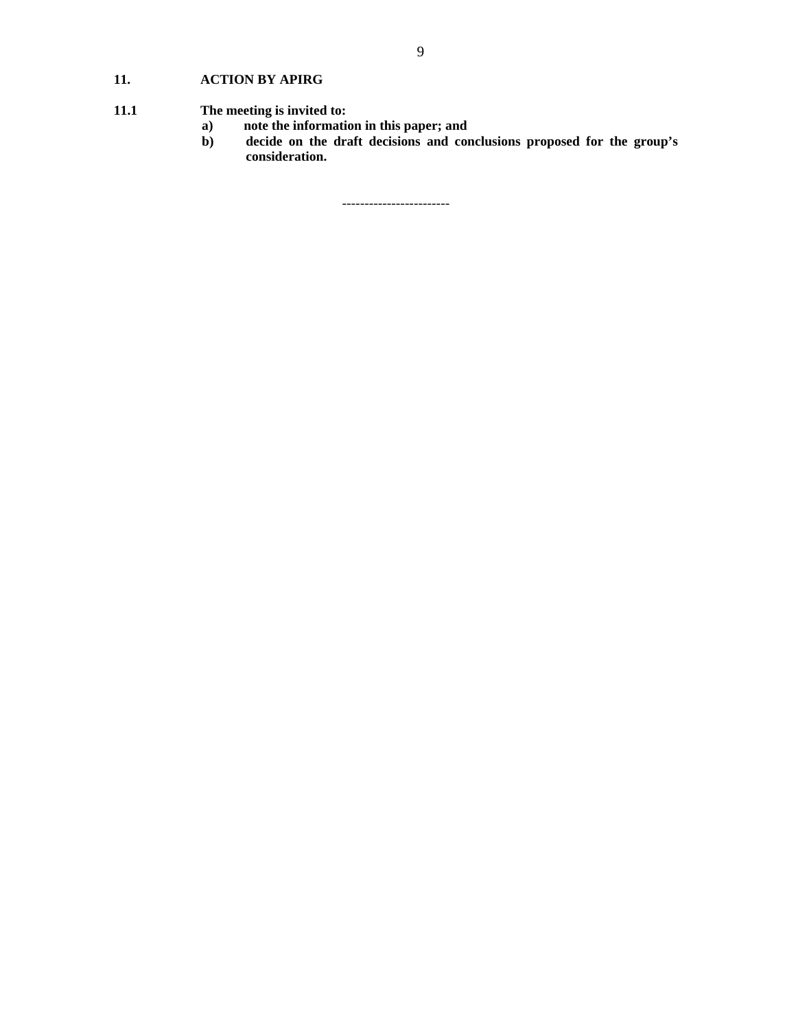## 11. ACTION BY APIRG

**11.1 The meeting is invited to:**

- **a) note the information in this paper; and**
- **b) decide on the draft decisions and conclusions proposed for the group's consideration.**

------------------------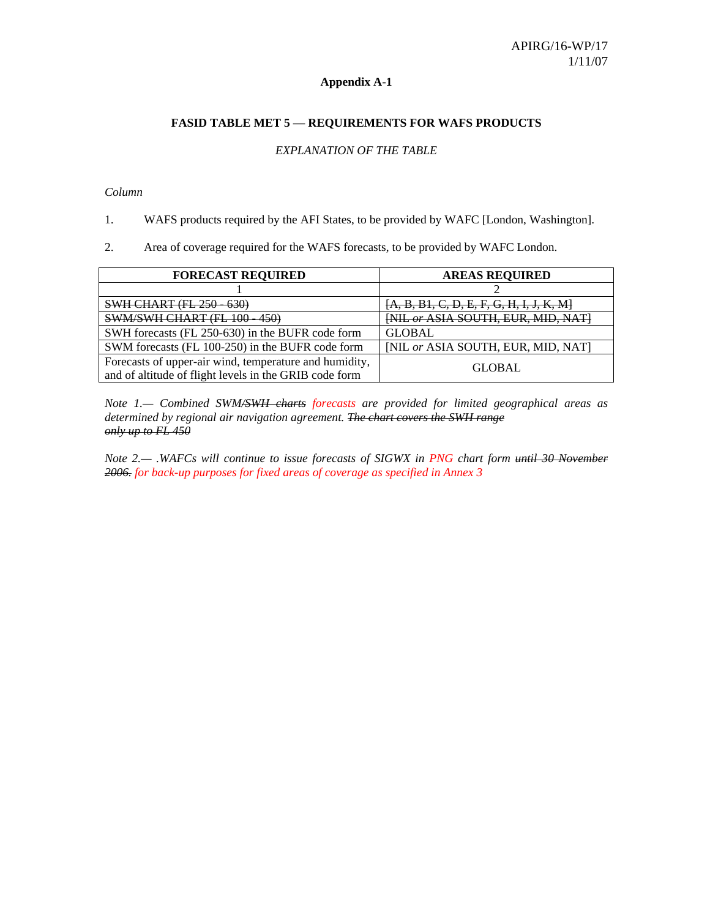APIRG/16-WP/17
1/11/07

**Appendix A-1**

**FASID TABLE MET 5 — REQUIREMENTS FOR WAFS PRODUCTS**

*EXPLANATION OF THE TABLE*

*Column*

1. WAFS products required by the AFI States, to be provided by WAFC [London, Washington].

2. Area of coverage required for the WAFS forecasts, to be provided by WAFC London.

| FORECAST REQUIRED | AREAS REQUIRED |
|---|---|
| 1 | 2 |
| ~~SWH CHART (FL 250 - 630)~~ | ~~[A, B, B1, C, D, E, F, G, H, I, J, K, M]~~ |
| ~~SWM/SWH CHART (FL 100 - 450)~~ | ~~[NIL *or* ASIA SOUTH, EUR, MID, NAT]~~ |
| SWH forecasts (FL 250-630) in the BUFR code form | GLOBAL |
| SWM forecasts (FL 100-250) in the BUFR code form | [NIL *or* ASIA SOUTH, EUR, MID, NAT] |
| Forecasts of upper-air wind, temperature and humidity, and of altitude of flight levels in the GRIB code form | GLOBAL |

*Note 1.— Combined SWM~~/SWH charts~~ forecasts are provided for limited geographical areas as determined by regional air navigation agreement. ~~The chart covers the SWH range only up to FL 450~~*

*Note 2.— .WAFCs will continue to issue forecasts of SIGWX in PNG chart form ~~until 30 November 2006.~~ for back-up purposes for fixed areas of coverage as specified in Annex 3*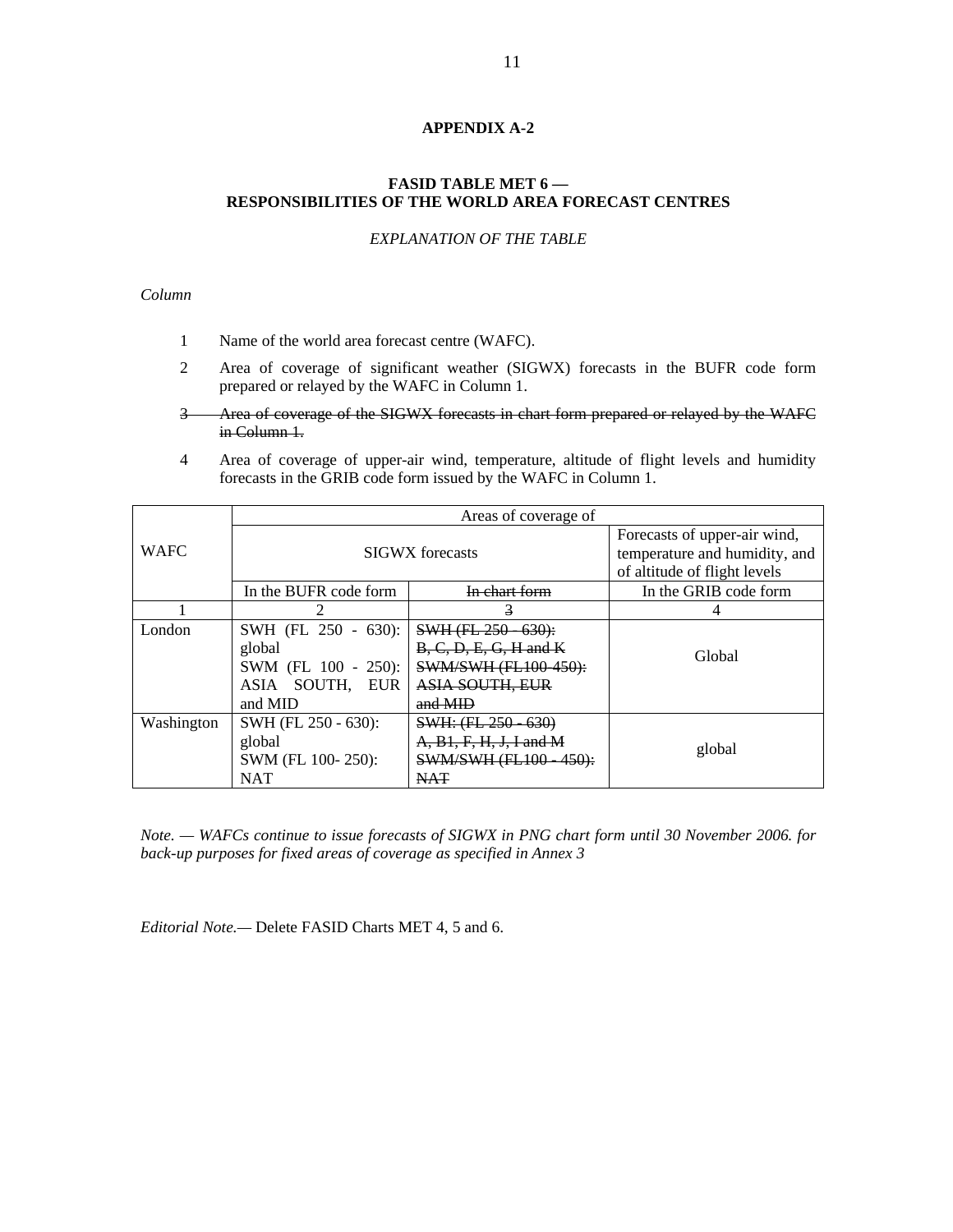**APPENDIX A-2**

**FASID TABLE MET 6 —**
**RESPONSIBILITIES OF THE WORLD AREA FORECAST CENTRES**

*EXPLANATION OF THE TABLE*

*Column*

1 Name of the world area forecast centre (WAFC).

2 Area of coverage of significant weather (SIGWX) forecasts in the BUFR code form prepared or relayed by the WAFC in Column 1.

~~3 Area of coverage of the SIGWX forecasts in chart form prepared or relayed by the WAFC in Column 1.~~

4 Area of coverage of upper-air wind, temperature, altitude of flight levels and humidity forecasts in the GRIB code form issued by the WAFC in Column 1.

| WAFC | Areas of coverage of | | |
|---|---|---|---|
| | SIGWX forecasts | | Forecasts of upper-air wind, temperature and humidity, and of altitude of flight levels |
| | In the BUFR code form | ~~In chart form~~ | In the GRIB code form |
| 1 | 2 | ~~3~~ | 4 |
| London | SWH (FL 250 - 630): global<br>SWM (FL 100 - 250): ASIA SOUTH, EUR and MID | ~~SWH (FL 250 - 630): B, C, D, E, G, H and K~~<br>~~SWM/SWH (FL100-450): ASIA SOUTH, EUR and MID~~ | Global |
| Washington | SWH (FL 250 - 630): global<br>SWM (FL 100- 250): NAT | ~~SWH: (FL 250 - 630) A, B1, F, H, J, I and M~~<br>~~SWM/SWH (FL100 - 450): NAT~~ | global |

*Note. — WAFCs continue to issue forecasts of SIGWX in PNG chart form until 30 November 2006. for back-up purposes for fixed areas of coverage as specified in Annex 3*

*Editorial Note.—* Delete FASID Charts MET 4, 5 and 6.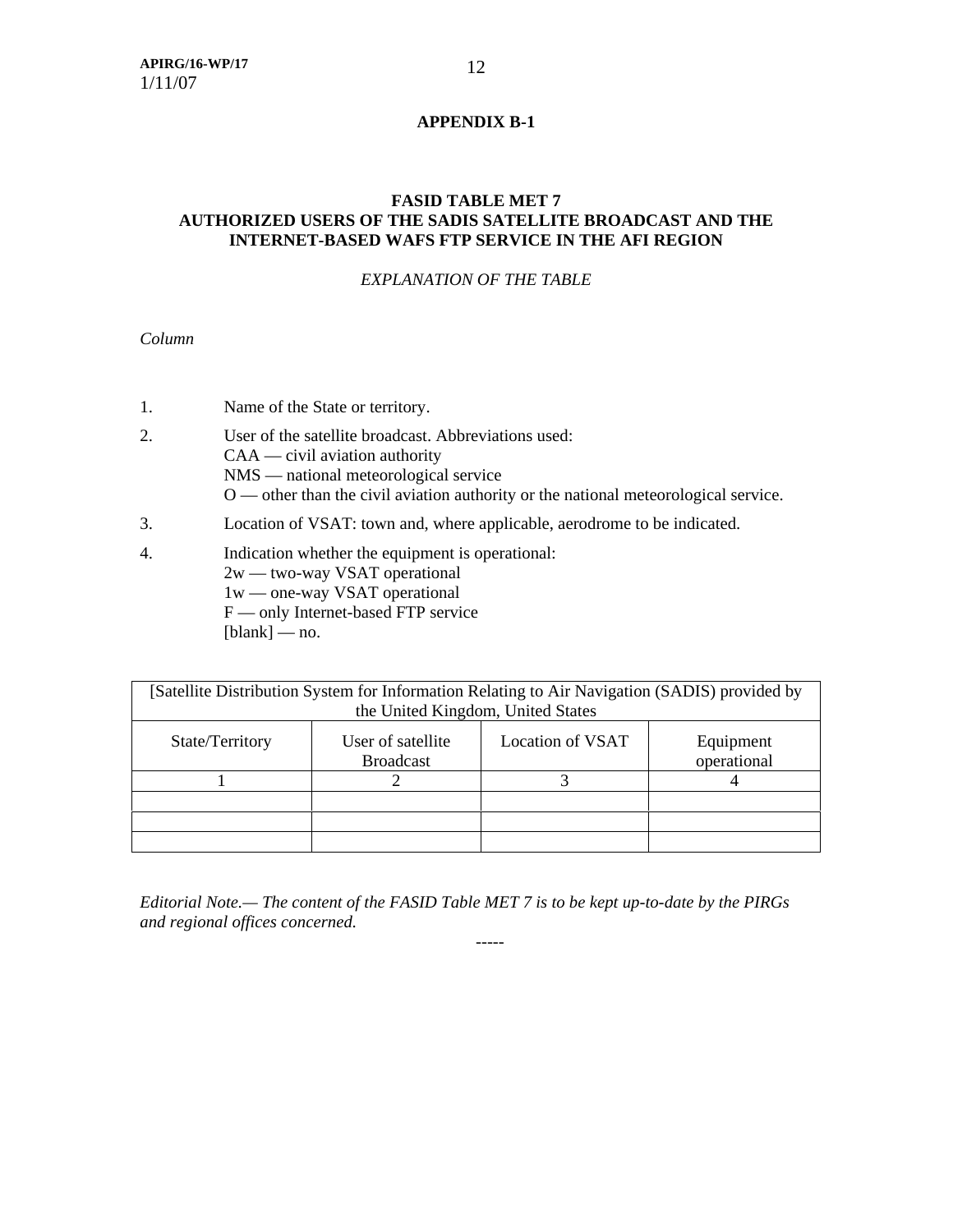**APPENDIX B-1**

**FASID TABLE MET 7**
**AUTHORIZED USERS OF THE SADIS SATELLITE BROADCAST AND THE INTERNET-BASED WAFS FTP SERVICE IN THE AFI REGION**

*EXPLANATION OF THE TABLE*

*Column*

1. Name of the State or territory.
2. User of the satellite broadcast. Abbreviations used:
   CAA — civil aviation authority
   NMS — national meteorological service
   O — other than the civil aviation authority or the national meteorological service.
3. Location of VSAT: town and, where applicable, aerodrome to be indicated.
4. Indication whether the equipment is operational:
   2w — two-way VSAT operational
   1w — one-way VSAT operational
   F — only Internet-based FTP service
   [blank] — no.

| [Satellite Distribution System for Information Relating to Air Navigation (SADIS) provided by the United Kingdom, United States | | | |
|---|---|---|---|
| State/Territory | User of satellite Broadcast | Location of VSAT | Equipment operational |
| 1 | 2 | 3 | 4 |
| | | | |
| | | | |
| | | | |

*Editorial Note.— The content of the FASID Table MET 7 is to be kept up-to-date by the PIRGs and regional offices concerned.*

-----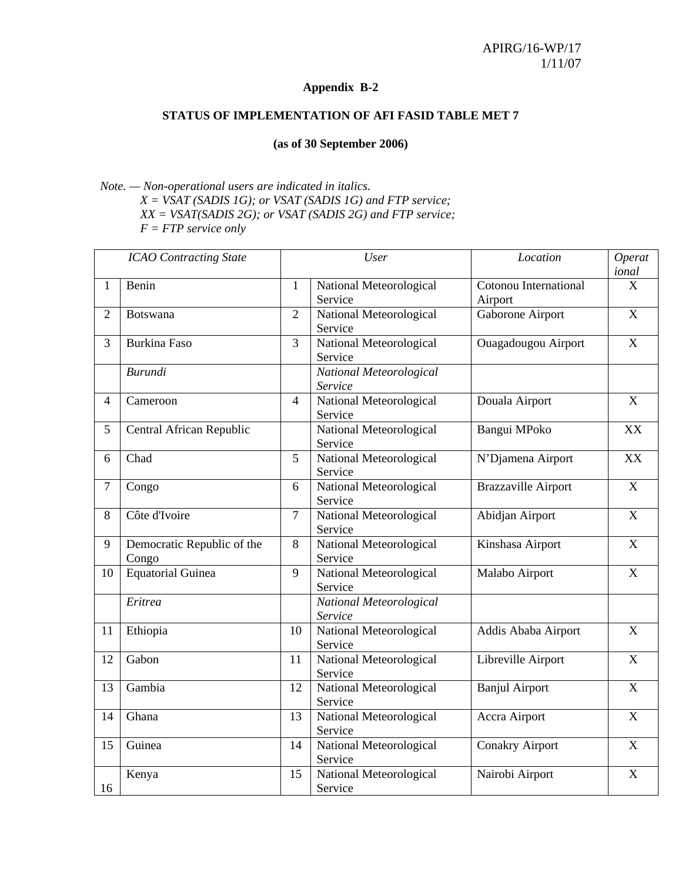APIRG/16-WP/17
1/11/07

**Appendix B-2**

**STATUS OF IMPLEMENTATION OF AFI FASID TABLE MET 7**

**(as of 30 September 2006)**

*Note. — Non-operational users are indicated in italics.*
*X = VSAT (SADIS 1G); or VSAT (SADIS 1G) and FTP service;*
*XX = VSAT(SADIS 2G); or VSAT (SADIS 2G) and FTP service;*
*F = FTP service only*

| *ICAO Contracting State* | | *User* | | *Location* | *Operational* |
|---|---|---|---|---|---|
| 1 | Benin | 1 | National Meteorological Service | Cotonou International Airport | X |
| 2 | Botswana | 2 | National Meteorological Service | Gaborone Airport | X |
| 3 | Burkina Faso | 3 | National Meteorological Service | Ouagadougou Airport | X |
| | *Burundi* | | *National Meteorological Service* | | |
| 4 | Cameroon | 4 | National Meteorological Service | Douala Airport | X |
| 5 | Central African Republic | | National Meteorological Service | Bangui MPoko | XX |
| 6 | Chad | 5 | National Meteorological Service | N'Djamena Airport | XX |
| 7 | Congo | 6 | National Meteorological Service | Brazzaville Airport | X |
| 8 | Côte d'Ivoire | 7 | National Meteorological Service | Abidjan Airport | X |
| 9 | Democratic Republic of the Congo | 8 | National Meteorological Service | Kinshasa Airport | X |
| 10 | Equatorial Guinea | 9 | National Meteorological Service | Malabo Airport | X |
| | *Eritrea* | | *National Meteorological Service* | | |
| 11 | Ethiopia | 10 | National Meteorological Service | Addis Ababa Airport | X |
| 12 | Gabon | 11 | National Meteorological Service | Libreville Airport | X |
| 13 | Gambia | 12 | National Meteorological Service | Banjul Airport | X |
| 14 | Ghana | 13 | National Meteorological Service | Accra Airport | X |
| 15 | Guinea | 14 | National Meteorological Service | Conakry Airport | X |
| 16 | Kenya | 15 | National Meteorological Service | Nairobi Airport | X |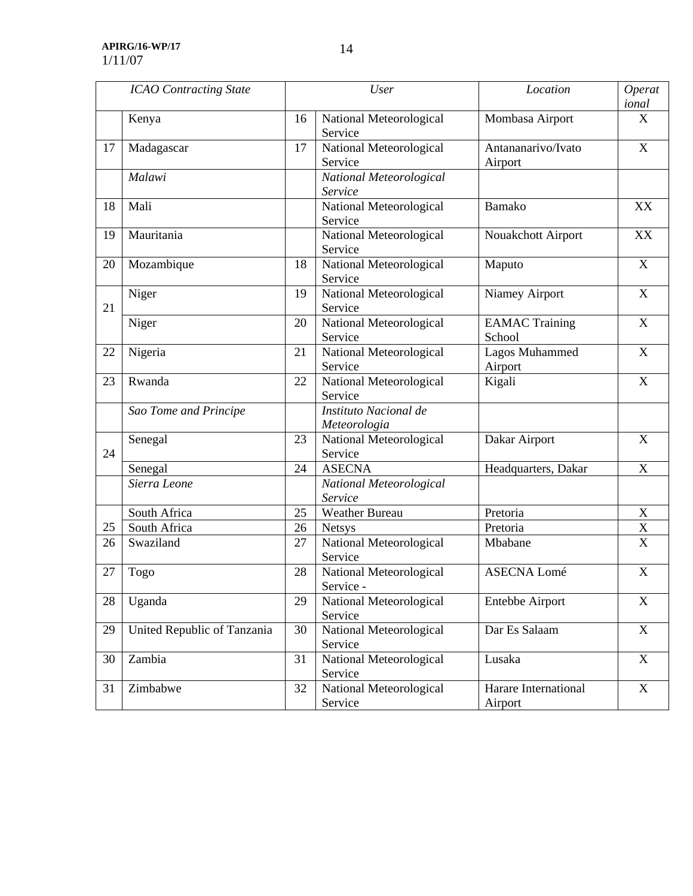| ICAO Contracting State | | User | | Location | Operational |
|---|---|---|---|---|---|
| | Kenya | 16 | National Meteorological Service | Mombasa Airport | X |
| 17 | Madagascar | 17 | National Meteorological Service | Antananarivo/Ivato Airport | X |
| | *Malawi* | | *National Meteorological Service* | | |
| 18 | Mali | | National Meteorological Service | Bamako | XX |
| 19 | Mauritania | | National Meteorological Service | Nouakchott Airport | XX |
| 20 | Mozambique | 18 | National Meteorological Service | Maputo | X |
| 21 | Niger | 19 | National Meteorological Service | Niamey Airport | X |
| | Niger | 20 | National Meteorological Service | EAMAC Training School | X |
| 22 | Nigeria | 21 | National Meteorological Service | Lagos Muhammed Airport | X |
| 23 | Rwanda | 22 | National Meteorological Service | Kigali | X |
| | *Sao Tome and Principe* | | *Instituto Nacional de Meteorologia* | | |
| 24 | Senegal | 23 | National Meteorological Service | Dakar Airport | X |
| | Senegal | 24 | ASECNA | Headquarters, Dakar | X |
| | *Sierra Leone* | | *National Meteorological Service* | | |
| 25 | South Africa | 25 | Weather Bureau | Pretoria | X |
| | South Africa | 26 | Netsys | Pretoria | X |
| 26 | Swaziland | 27 | National Meteorological Service | Mbabane | X |
| 27 | Togo | 28 | National Meteorological Service - | ASECNA Lomé | X |
| 28 | Uganda | 29 | National Meteorological Service | Entebbe Airport | X |
| 29 | United Republic of Tanzania | 30 | National Meteorological Service | Dar Es Salaam | X |
| 30 | Zambia | 31 | National Meteorological Service | Lusaka | X |
| 31 | Zimbabwe | 32 | National Meteorological Service | Harare International Airport | X |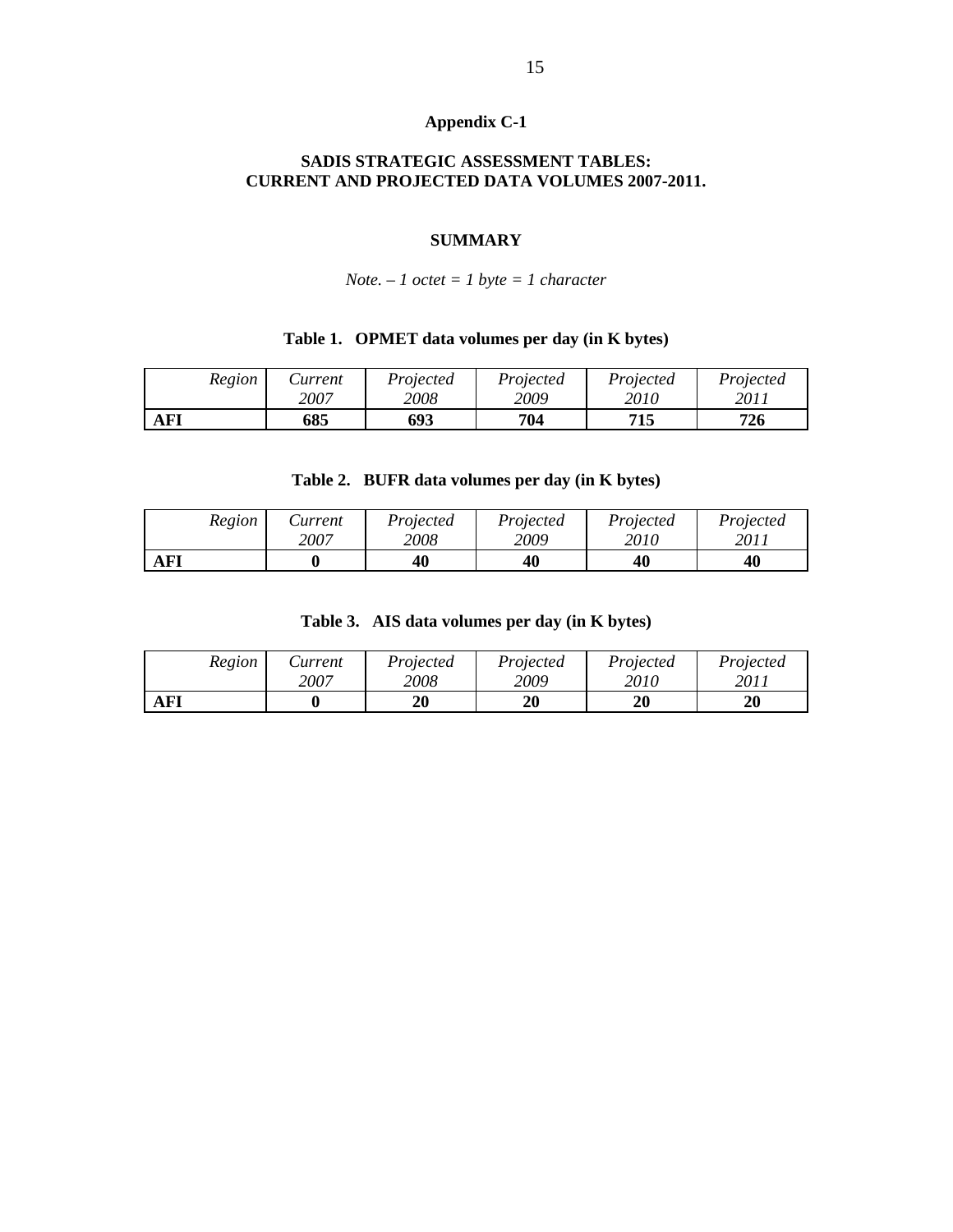**Appendix C-1**

**SADIS STRATEGIC ASSESSMENT TABLES:**
**CURRENT AND PROJECTED DATA VOLUMES 2007-2011.**

**SUMMARY**

*Note. – 1 octet = 1 byte = 1 character*

**Table 1. OPMET data volumes per day (in K bytes)**

| *Region* | *Current 2007* | *Projected 2008* | *Projected 2009* | *Projected 2010* | *Projected 2011* |
|---|---|---|---|---|---|
| **AFI** | **685** | **693** | **704** | **715** | **726** |

**Table 2. BUFR data volumes per day (in K bytes)**

| *Region* | *Current 2007* | *Projected 2008* | *Projected 2009* | *Projected 2010* | *Projected 2011* |
|---|---|---|---|---|---|
| **AFI** | **0** | **40** | **40** | **40** | **40** |

**Table 3. AIS data volumes per day (in K bytes)**

| *Region* | *Current 2007* | *Projected 2008* | *Projected 2009* | *Projected 2010* | *Projected 2011* |
|---|---|---|---|---|---|
| **AFI** | **0** | **20** | **20** | **20** | **20** |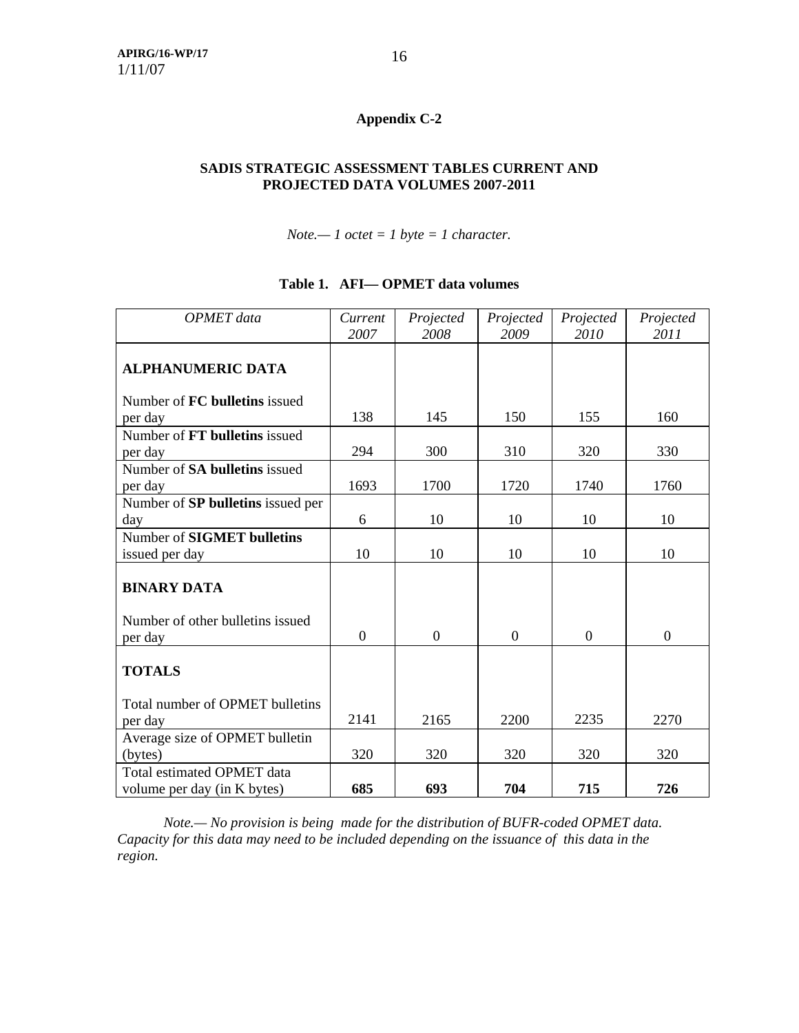## Appendix C-2

### SADIS STRATEGIC ASSESSMENT TABLES CURRENT AND PROJECTED DATA VOLUMES 2007-2011

*Note.— 1 octet = 1 byte = 1 character.*

**Table 1. AFI— OPMET data volumes**

| *OPMET data* | *Current 2007* | *Projected 2008* | *Projected 2009* | *Projected 2010* | *Projected 2011* |
|---|---|---|---|---|---|
| **ALPHANUMERIC DATA** | | | | | |
| Number of **FC bulletins** issued per day | 138 | 145 | 150 | 155 | 160 |
| Number of **FT bulletins** issued per day | 294 | 300 | 310 | 320 | 330 |
| Number of **SA bulletins** issued per day | 1693 | 1700 | 1720 | 1740 | 1760 |
| Number of **SP bulletins** issued per day | 6 | 10 | 10 | 10 | 10 |
| Number of **SIGMET bulletins** issued per day | 10 | 10 | 10 | 10 | 10 |
| **BINARY DATA** | | | | | |
| Number of other bulletins issued per day | 0 | 0 | 0 | 0 | 0 |
| **TOTALS** | | | | | |
| Total number of OPMET bulletins per day | 2141 | 2165 | 2200 | 2235 | 2270 |
| Average size of OPMET bulletin (bytes) | 320 | 320 | 320 | 320 | 320 |
| Total estimated OPMET data volume per day (in K bytes) | **685** | **693** | **704** | **715** | **726** |

*Note.— No provision is being made for the distribution of BUFR-coded OPMET data. Capacity for this data may need to be included depending on the issuance of this data in the region.*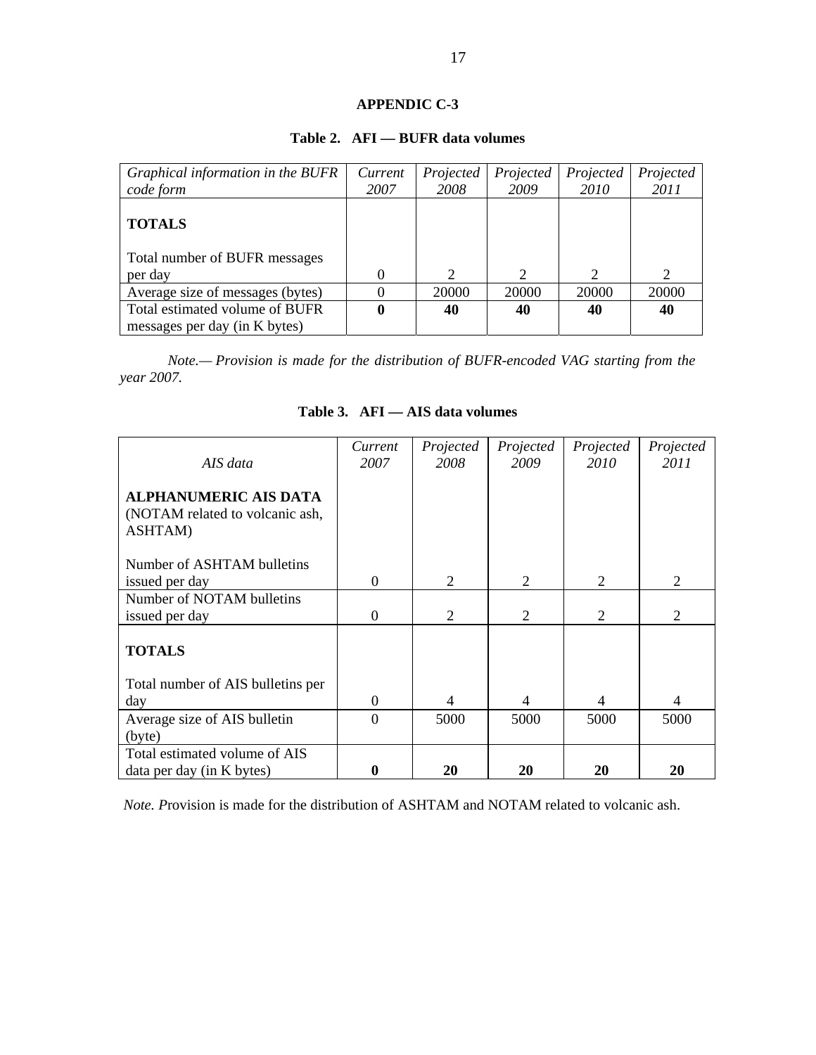## APPENDIC C-3

**Table 2. AFI — BUFR data volumes**

| *Graphical information in the BUFR code form* | *Current 2007* | *Projected 2008* | *Projected 2009* | *Projected 2010* | *Projected 2011* |
|---|---|---|---|---|---|
| **TOTALS** <br> Total number of BUFR messages per day | 0 | 2 | 2 | 2 | 2 |
| Average size of messages (bytes) | 0 | 20000 | 20000 | 20000 | 20000 |
| Total estimated volume of BUFR messages per day (in K bytes) | **0** | **40** | **40** | **40** | **40** |

*Note.— Provision is made for the distribution of BUFR-encoded VAG starting from the year 2007.*

**Table 3. AFI — AIS data volumes**

| *AIS data* | *Current 2007* | *Projected 2008* | *Projected 2009* | *Projected 2010* | *Projected 2011* |
|---|---|---|---|---|---|
| **ALPHANUMERIC AIS DATA** (NOTAM related to volcanic ash, ASHTAM) <br> Number of ASHTAM bulletins issued per day | 0 | 2 | 2 | 2 | 2 |
| Number of NOTAM bulletins issued per day | 0 | 2 | 2 | 2 | 2 |
| **TOTALS** <br> Total number of AIS bulletins per day | 0 | 4 | 4 | 4 | 4 |
| Average size of AIS bulletin (byte) | 0 | 5000 | 5000 | 5000 | 5000 |
| Total estimated volume of AIS data per day (in K bytes) | **0** | **20** | **20** | **20** | **20** |

*Note. P*rovision is made for the distribution of ASHTAM and NOTAM related to volcanic ash.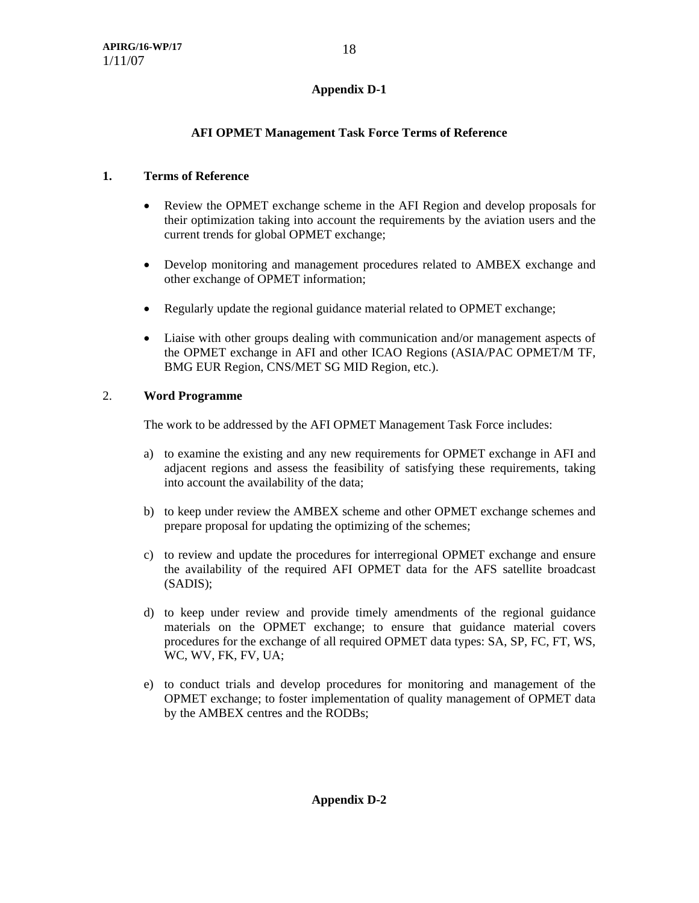## Appendix D-1

### AFI OPMET Management Task Force Terms of Reference

**1. Terms of Reference**

- Review the OPMET exchange scheme in the AFI Region and develop proposals for their optimization taking into account the requirements by the aviation users and the current trends for global OPMET exchange;

- Develop monitoring and management procedures related to AMBEX exchange and other exchange of OPMET information;

- Regularly update the regional guidance material related to OPMET exchange;

- Liaise with other groups dealing with communication and/or management aspects of the OPMET exchange in AFI and other ICAO Regions (ASIA/PAC OPMET/M TF, BMG EUR Region, CNS/MET SG MID Region, etc.).

2. **Word Programme**

The work to be addressed by the AFI OPMET Management Task Force includes:

a) to examine the existing and any new requirements for OPMET exchange in AFI and adjacent regions and assess the feasibility of satisfying these requirements, taking into account the availability of the data;

b) to keep under review the AMBEX scheme and other OPMET exchange schemes and prepare proposal for updating the optimizing of the schemes;

c) to review and update the procedures for interregional OPMET exchange and ensure the availability of the required AFI OPMET data for the AFS satellite broadcast (SADIS);

d) to keep under review and provide timely amendments of the regional guidance materials on the OPMET exchange; to ensure that guidance material covers procedures for the exchange of all required OPMET data types: SA, SP, FC, FT, WS, WC, WV, FK, FV, UA;

e) to conduct trials and develop procedures for monitoring and management of the OPMET exchange; to foster implementation of quality management of OPMET data by the AMBEX centres and the RODBs;

## Appendix D-2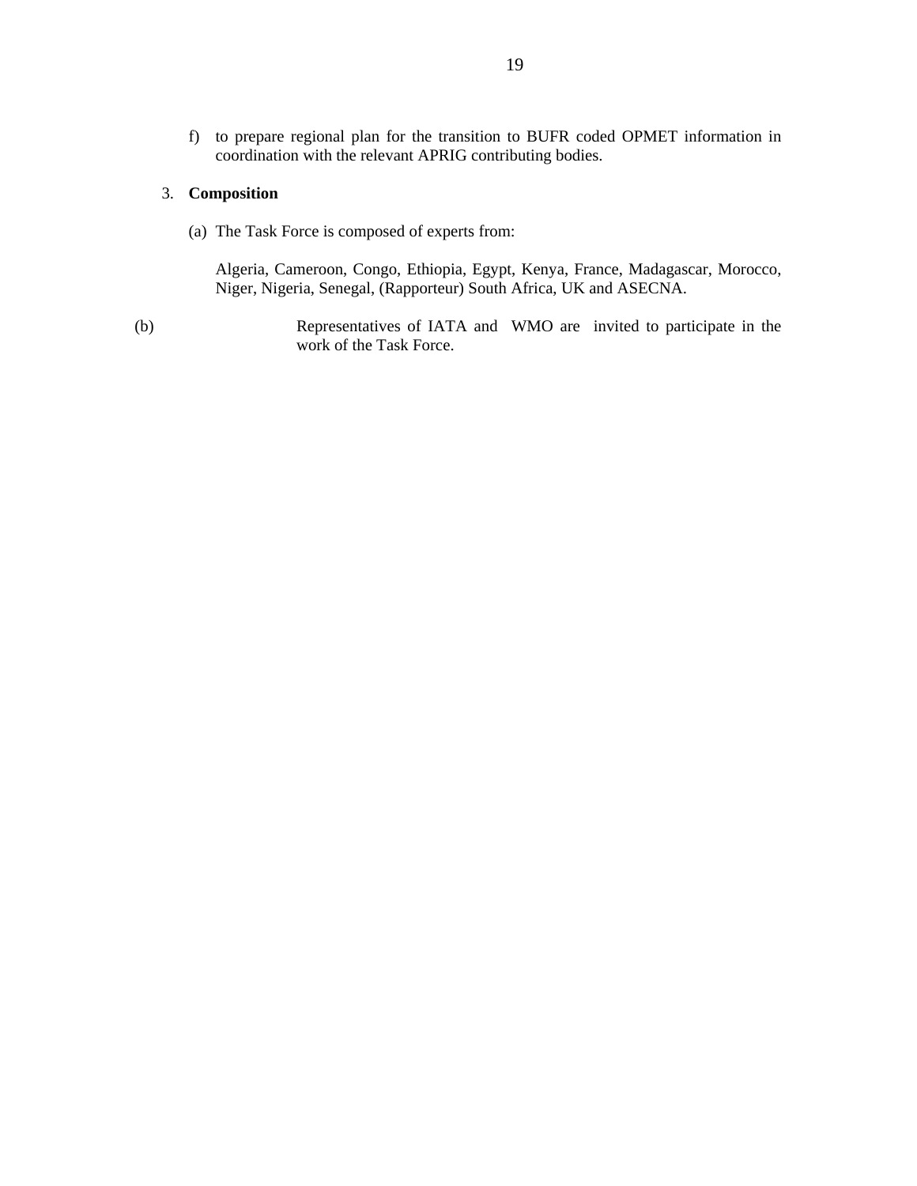f) to prepare regional plan for the transition to BUFR coded OPMET information in coordination with the relevant APRIG contributing bodies.

3. **Composition**

(a) The Task Force is composed of experts from:

Algeria, Cameroon, Congo, Ethiopia, Egypt, Kenya, France, Madagascar, Morocco, Niger, Nigeria, Senegal, (Rapporteur) South Africa, UK and ASECNA.

(b) Representatives of IATA and WMO are invited to participate in the work of the Task Force.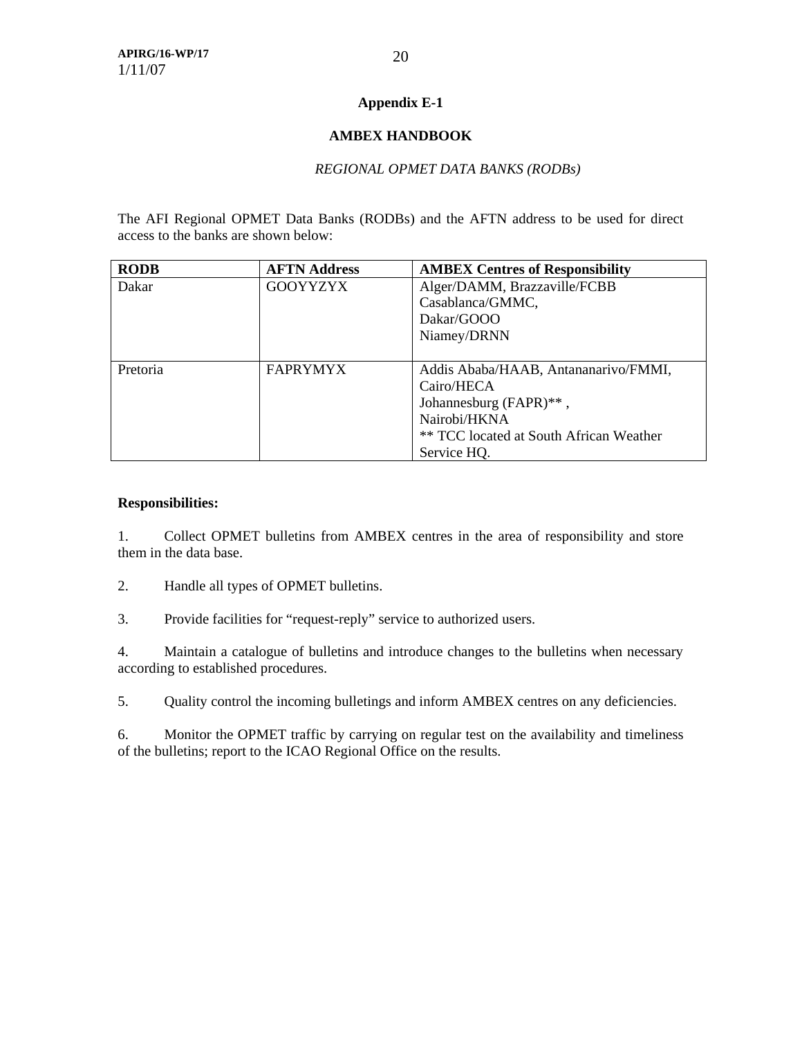## Appendix E-1

## AMBEX HANDBOOK

*REGIONAL OPMET DATA BANKS (RODBs)*

The AFI Regional OPMET Data Banks (RODBs) and the AFTN address to be used for direct access to the banks are shown below:

| RODB | AFTN Address | AMBEX Centres of Responsibility |
|---|---|---|
| Dakar | GOOYYZYX | Alger/DAMM, Brazzaville/FCBB<br>Casablanca/GMMC,<br>Dakar/GOOO<br>Niamey/DRNN |
| Pretoria | FAPRYMYX | Addis Ababa/HAAB, Antananarivo/FMMI,<br>Cairo/HECA<br>Johannesburg (FAPR)** ,<br>Nairobi/HKNA<br>** TCC located at South African Weather Service HQ. |

**Responsibilities:**

1. Collect OPMET bulletins from AMBEX centres in the area of responsibility and store them in the data base.

2. Handle all types of OPMET bulletins.

3. Provide facilities for "request-reply" service to authorized users.

4. Maintain a catalogue of bulletins and introduce changes to the bulletins when necessary according to established procedures.

5. Quality control the incoming bulletings and inform AMBEX centres on any deficiencies.

6. Monitor the OPMET traffic by carrying on regular test on the availability and timeliness of the bulletins; report to the ICAO Regional Office on the results.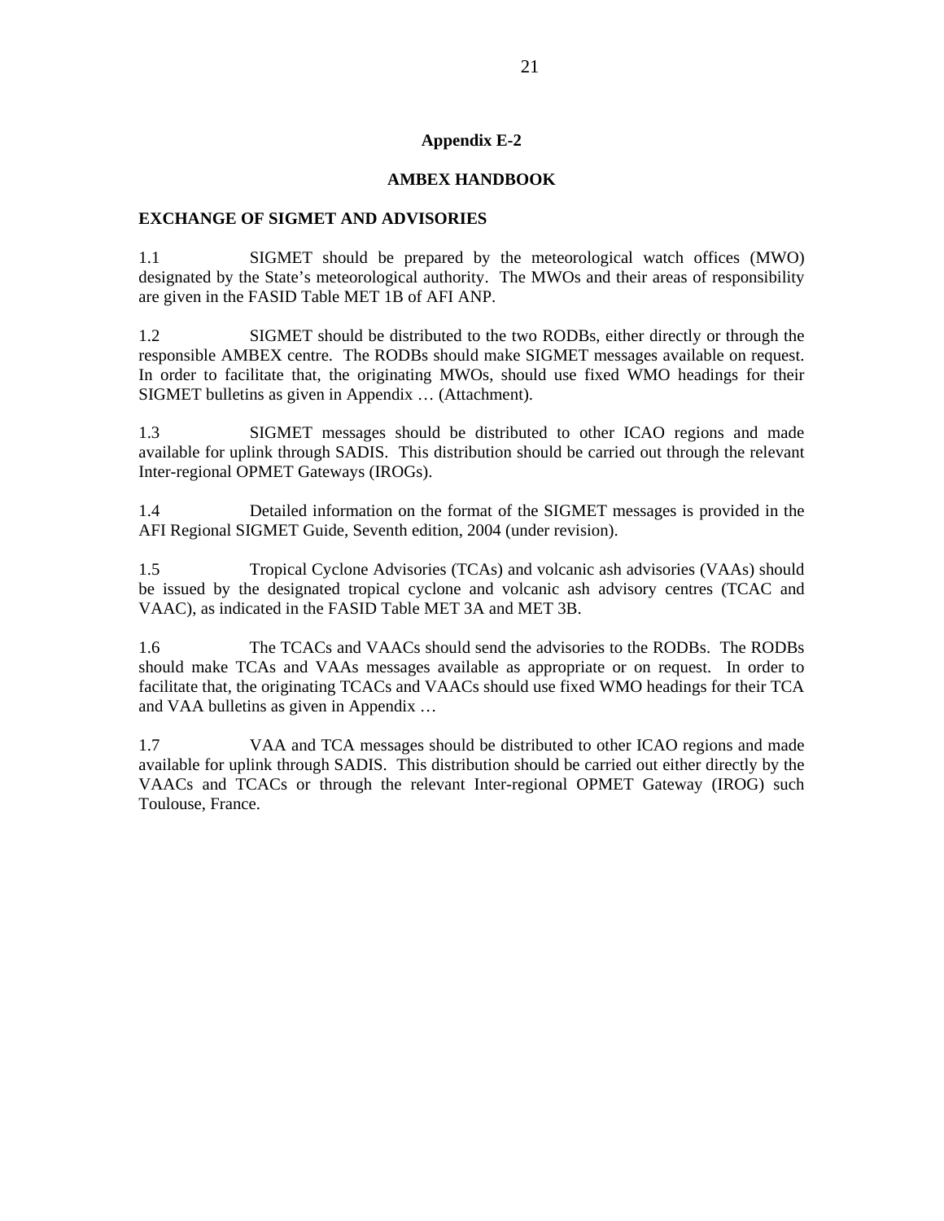**Appendix E-2**

**AMBEX HANDBOOK**

**EXCHANGE OF SIGMET AND ADVISORIES**

1.1 SIGMET should be prepared by the meteorological watch offices (MWO) designated by the State's meteorological authority. The MWOs and their areas of responsibility are given in the FASID Table MET 1B of AFI ANP.

1.2 SIGMET should be distributed to the two RODBs, either directly or through the responsible AMBEX centre. The RODBs should make SIGMET messages available on request. In order to facilitate that, the originating MWOs, should use fixed WMO headings for their SIGMET bulletins as given in Appendix … (Attachment).

1.3 SIGMET messages should be distributed to other ICAO regions and made available for uplink through SADIS. This distribution should be carried out through the relevant Inter-regional OPMET Gateways (IROGs).

1.4 Detailed information on the format of the SIGMET messages is provided in the AFI Regional SIGMET Guide, Seventh edition, 2004 (under revision).

1.5 Tropical Cyclone Advisories (TCAs) and volcanic ash advisories (VAAs) should be issued by the designated tropical cyclone and volcanic ash advisory centres (TCAC and VAAC), as indicated in the FASID Table MET 3A and MET 3B.

1.6 The TCACs and VAACs should send the advisories to the RODBs. The RODBs should make TCAs and VAAs messages available as appropriate or on request. In order to facilitate that, the originating TCACs and VAACs should use fixed WMO headings for their TCA and VAA bulletins as given in Appendix …

1.7 VAA and TCA messages should be distributed to other ICAO regions and made available for uplink through SADIS. This distribution should be carried out either directly by the VAACs and TCACs or through the relevant Inter-regional OPMET Gateway (IROG) such Toulouse, France.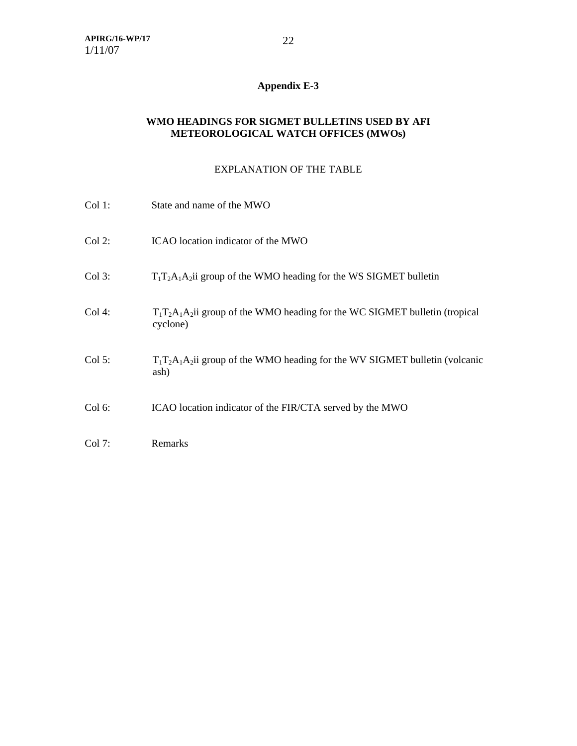## Appendix E-3

### WMO HEADINGS FOR SIGMET BULLETINS USED BY AFI METEOROLOGICAL WATCH OFFICES (MWOs)

EXPLANATION OF THE TABLE

Col 1: State and name of the MWO

Col 2: ICAO location indicator of the MWO

Col 3: $T_1T_2A_1A_2$ii group of the WMO heading for the WS SIGMET bulletin

Col 4: $T_1T_2A_1A_2$ii group of the WMO heading for the WC SIGMET bulletin (tropical cyclone)

Col 5: $T_1T_2A_1A_2$ii group of the WMO heading for the WV SIGMET bulletin (volcanic ash)

Col 6: ICAO location indicator of the FIR/CTA served by the MWO

Col 7: Remarks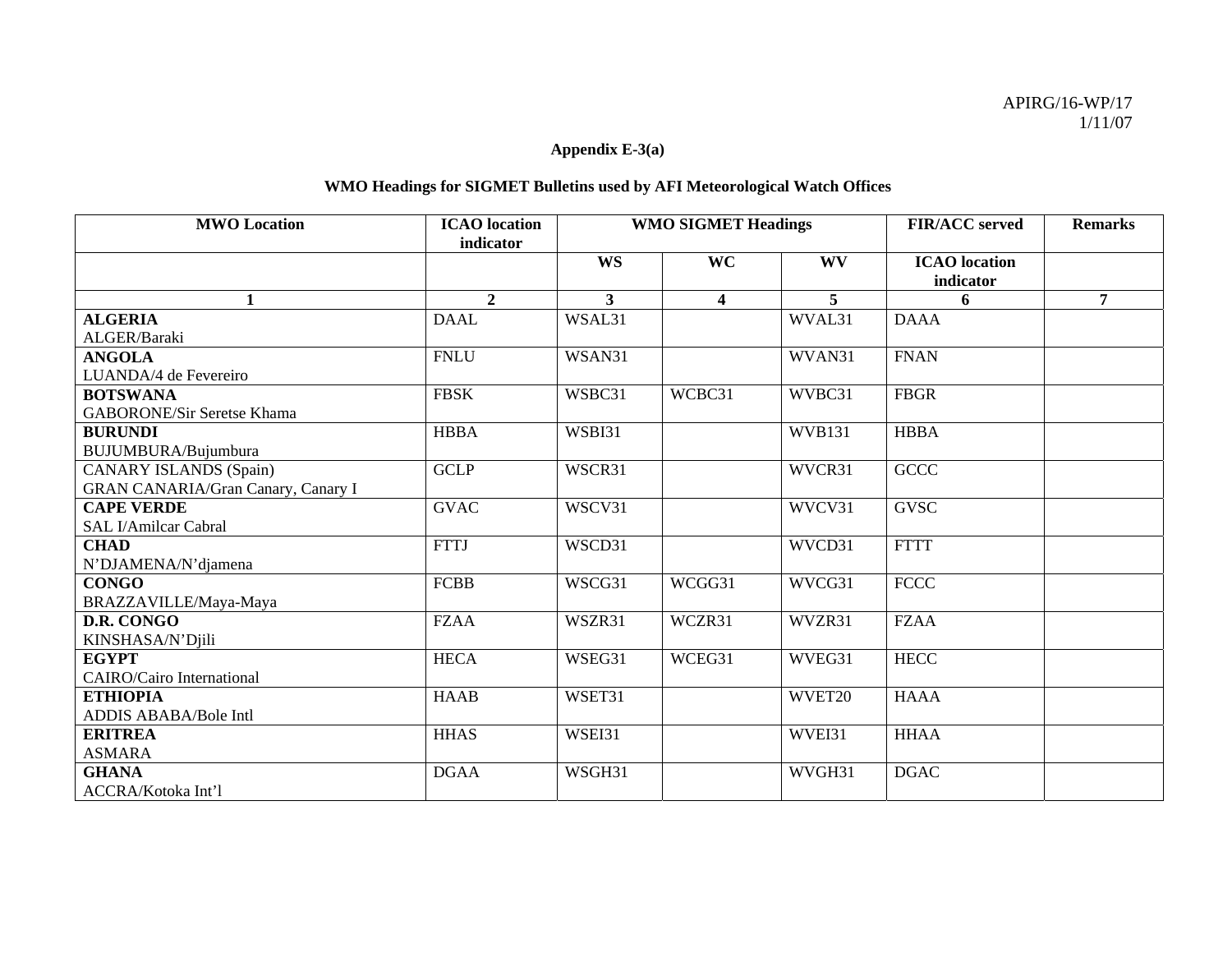APIRG/16-WP/17
1/11/07

**Appendix E-3(a)**

**WMO Headings for SIGMET Bulletins used by AFI Meteorological Watch Offices**

| MWO Location | ICAO location indicator | WMO SIGMET Headings | | | FIR/ACC served | Remarks |
|---|---|---|---|---|---|---|
| | | WS | WC | WV | ICAO location indicator | |
| 1 | 2 | 3 | 4 | 5 | 6 | 7 |
| **ALGERIA** ALGER/Baraki | DAAL | WSAL31 | | WVAL31 | DAAA | |
| **ANGOLA** LUANDA/4 de Fevereiro | FNLU | WSAN31 | | WVAN31 | FNAN | |
| **BOTSWANA** GABORONE/Sir Seretse Khama | FBSK | WSBC31 | WCBC31 | WVBC31 | FBGR | |
| **BURUNDI** BUJUMBURA/Bujumbura | HBBA | WSBI31 | | WVB131 | HBBA | |
| CANARY ISLANDS (Spain) GRAN CANARIA/Gran Canary, Canary I | GCLP | WSCR31 | | WVCR31 | GCCC | |
| **CAPE VERDE** SAL I/Amilcar Cabral | GVAC | WSCV31 | | WVCV31 | GVSC | |
| **CHAD** N'DJAMENA/N'djamena | FTTJ | WSCD31 | | WVCD31 | FTTT | |
| **CONGO** BRAZZAVILLE/Maya-Maya | FCBB | WSCG31 | WCGG31 | WVCG31 | FCCC | |
| **D.R. CONGO** KINSHASA/N'Djili | FZAA | WSZR31 | WCZR31 | WVZR31 | FZAA | |
| **EGYPT** CAIRO/Cairo International | HECA | WSEG31 | WCEG31 | WVEG31 | HECC | |
| **ETHIOPIA** ADDIS ABABA/Bole Intl | HAAB | WSET31 | | WVET20 | HAAA | |
| **ERITREA** ASMARA | HHAS | WSEI31 | | WVEI31 | HHAA | |
| **GHANA** ACCRA/Kotoka Int'l | DGAA | WSGH31 | | WVGH31 | DGAC | |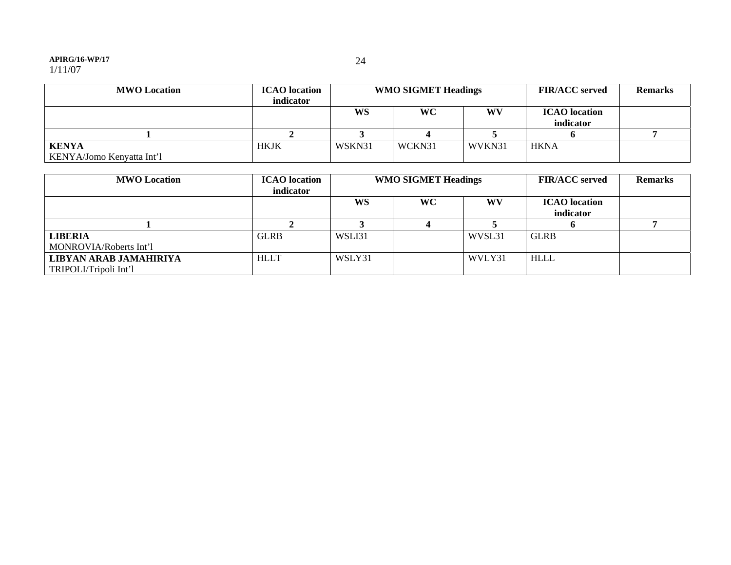| MWO Location | ICAO location indicator | WMO SIGMET Headings | | | FIR/ACC served | Remarks |
|---|---|---|---|---|---|---|
| | | WS | WC | WV | ICAO location indicator | |
| 1 | 2 | 3 | 4 | 5 | 6 | 7 |
| **KENYA** KENYA/Jomo Kenyatta Int'l | HKJK | WSKN31 | WCKN31 | WVKN31 | HKNA | |

| MWO Location | ICAO location indicator | WMO SIGMET Headings | | | FIR/ACC served | Remarks |
|---|---|---|---|---|---|---|
| | | WS | WC | WV | ICAO location indicator | |
| 1 | 2 | 3 | 4 | 5 | 6 | 7 |
| **LIBERIA** MONROVIA/Roberts Int'l | GLRB | WSLI31 | | WVSL31 | GLRB | |
| **LIBYAN ARAB JAMAHIRIYA** TRIPOLI/Tripoli Int'l | HLLT | WSLY31 | | WVLY31 | HLLL | |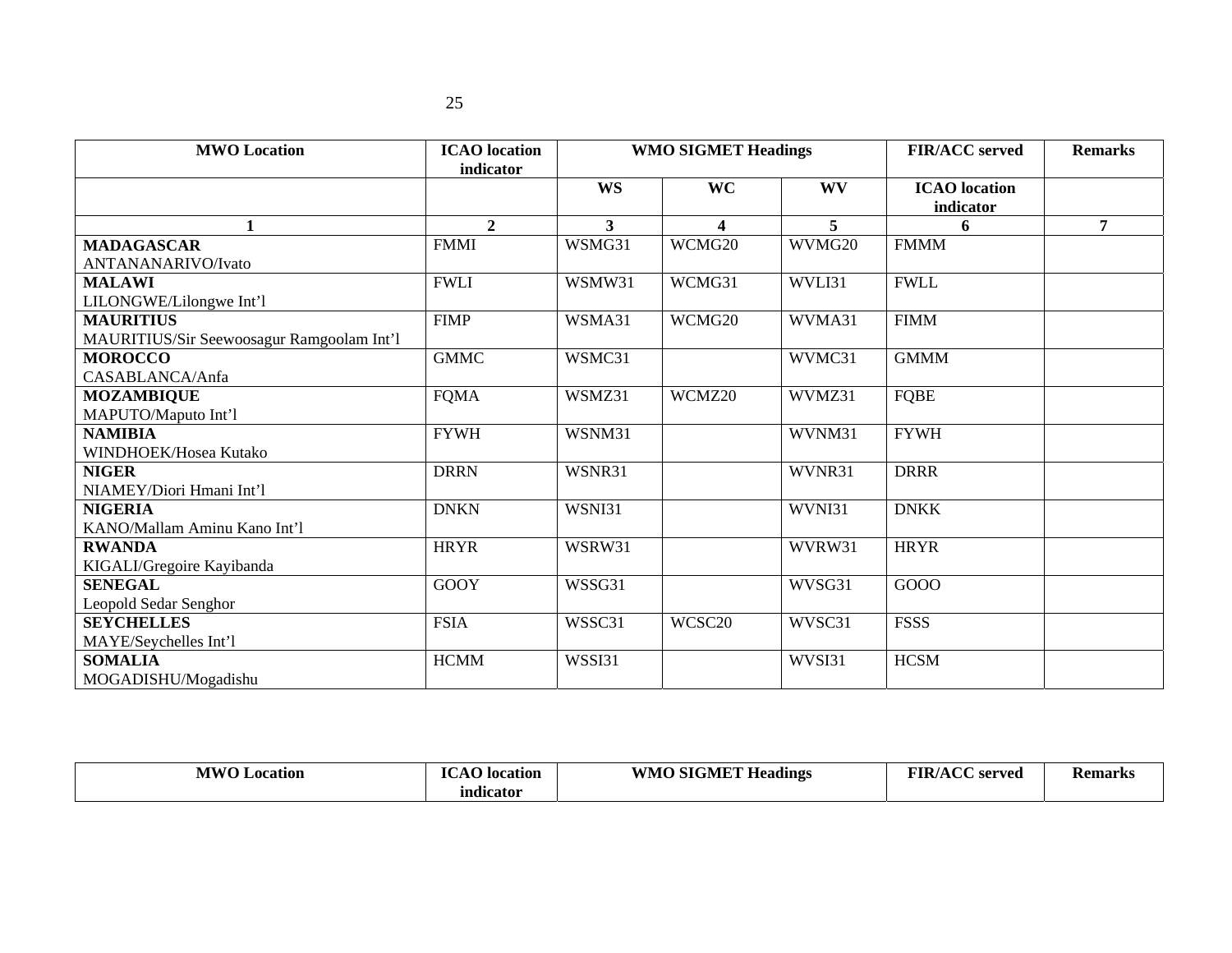| MWO Location | ICAO location indicator | WMO SIGMET Headings | | | FIR/ACC served | Remarks |
|---|---|---|---|---|---|---|
| | | WS | WC | WV | ICAO location indicator | |
| 1 | 2 | 3 | 4 | 5 | 6 | 7 |
| **MADAGASCAR** ANTANANARIVO/Ivato | FMMI | WSMG31 | WCMG20 | WVMG20 | FMMM | |
| **MALAWI** LILONGWE/Lilongwe Int'l | FWLI | WSMW31 | WCMG31 | WVLI31 | FWLL | |
| **MAURITIUS** MAURITIUS/Sir Seewoosagur Ramgoolam Int'l | FIMP | WSMA31 | WCMG20 | WVMA31 | FIMM | |
| **MOROCCO** CASABLANCA/Anfa | GMMC | WSMC31 | | WVMC31 | GMMM | |
| **MOZAMBIQUE** MAPUTO/Maputo Int'l | FQMA | WSMZ31 | WCMZ20 | WVMZ31 | FQBE | |
| **NAMIBIA** WINDHOEK/Hosea Kutako | FYWH | WSNM31 | | WVNM31 | FYWH | |
| **NIGER** NIAMEY/Diori Hmani Int'l | DRRN | WSNR31 | | WVNR31 | DRRR | |
| **NIGERIA** KANO/Mallam Aminu Kano Int'l | DNKN | WSNI31 | | WVNI31 | DNKK | |
| **RWANDA** KIGALI/Gregoire Kayibanda | HRYR | WSRW31 | | WVRW31 | HRYR | |
| **SENEGAL** Leopold Sedar Senghor | GOOY | WSSG31 | | WVSG31 | GOOO | |
| **SEYCHELLES** MAYE/Seychelles Int'l | FSIA | WSSC31 | WCSC20 | WVSC31 | FSSS | |
| **SOMALIA** MOGADISHU/Mogadishu | HCMM | WSSI31 | | WVSI31 | HCSM | |

| MWO Location | ICAO location indicator | WMO SIGMET Headings | FIR/ACC served | Remarks |
|---|---|---|---|---|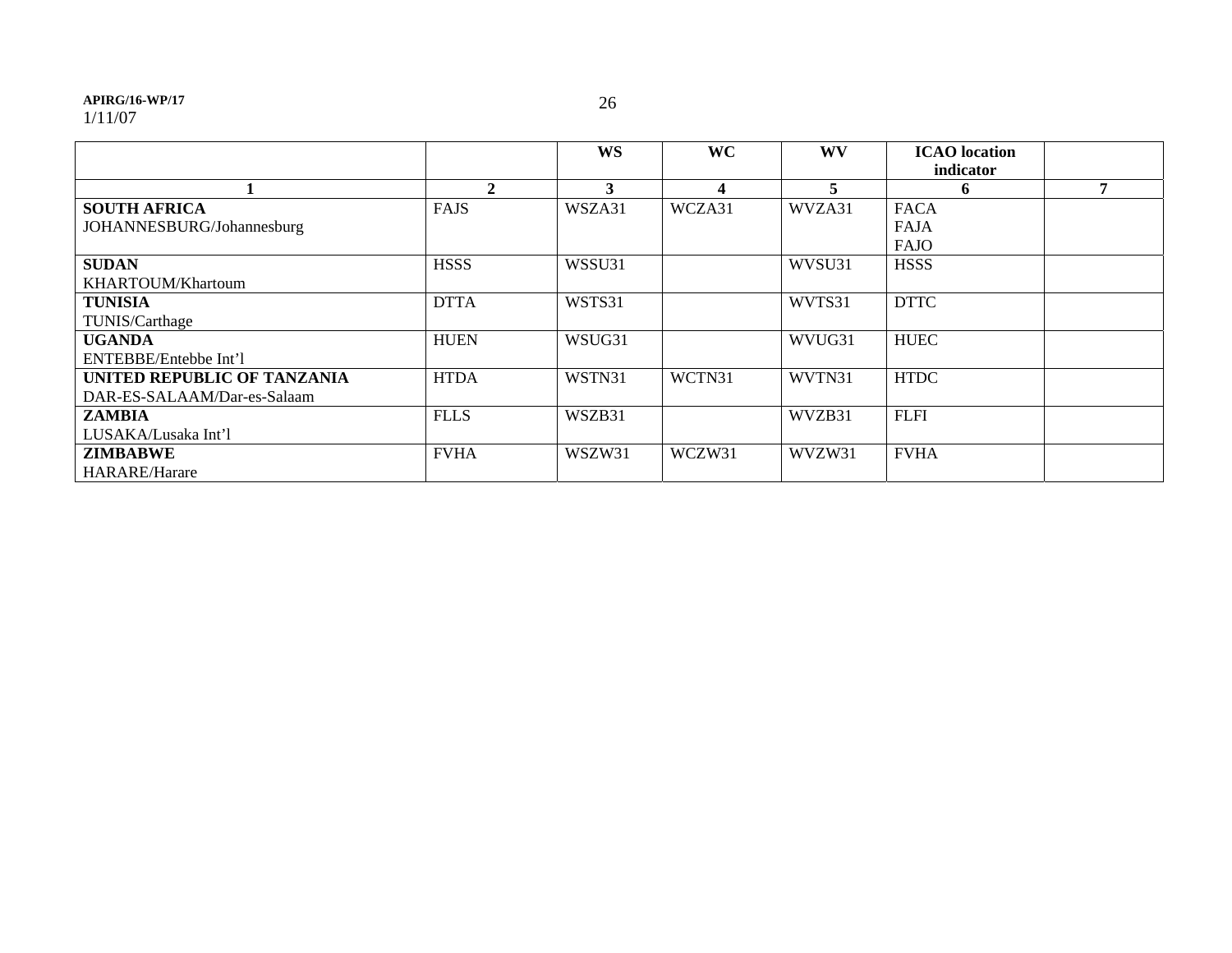| | | WS | WC | WV | ICAO location indicator | |
|---|---|---|---|---|---|---|
| 1 | 2 | 3 | 4 | 5 | 6 | 7 |
| **SOUTH AFRICA** JOHANNESBURG/Johannesburg | FAJS | WSZA31 | WCZA31 | WVZA31 | FACA FAJA FAJO | |
| **SUDAN** KHARTOUM/Khartoum | HSSS | WSSU31 | | WVSU31 | HSSS | |
| **TUNISIA** TUNIS/Carthage | DTTA | WSTS31 | | WVTS31 | DTTC | |
| **UGANDA** ENTEBBE/Entebbe Int'l | HUEN | WSUG31 | | WVUG31 | HUEC | |
| **UNITED REPUBLIC OF TANZANIA** DAR-ES-SALAAM/Dar-es-Salaam | HTDA | WSTN31 | WCTN31 | WVTN31 | HTDC | |
| **ZAMBIA** LUSAKA/Lusaka Int'l | FLLS | WSZB31 | | WVZB31 | FLFI | |
| **ZIMBABWE** HARARE/Harare | FVHA | WSZW31 | WCZW31 | WVZW31 | FVHA | |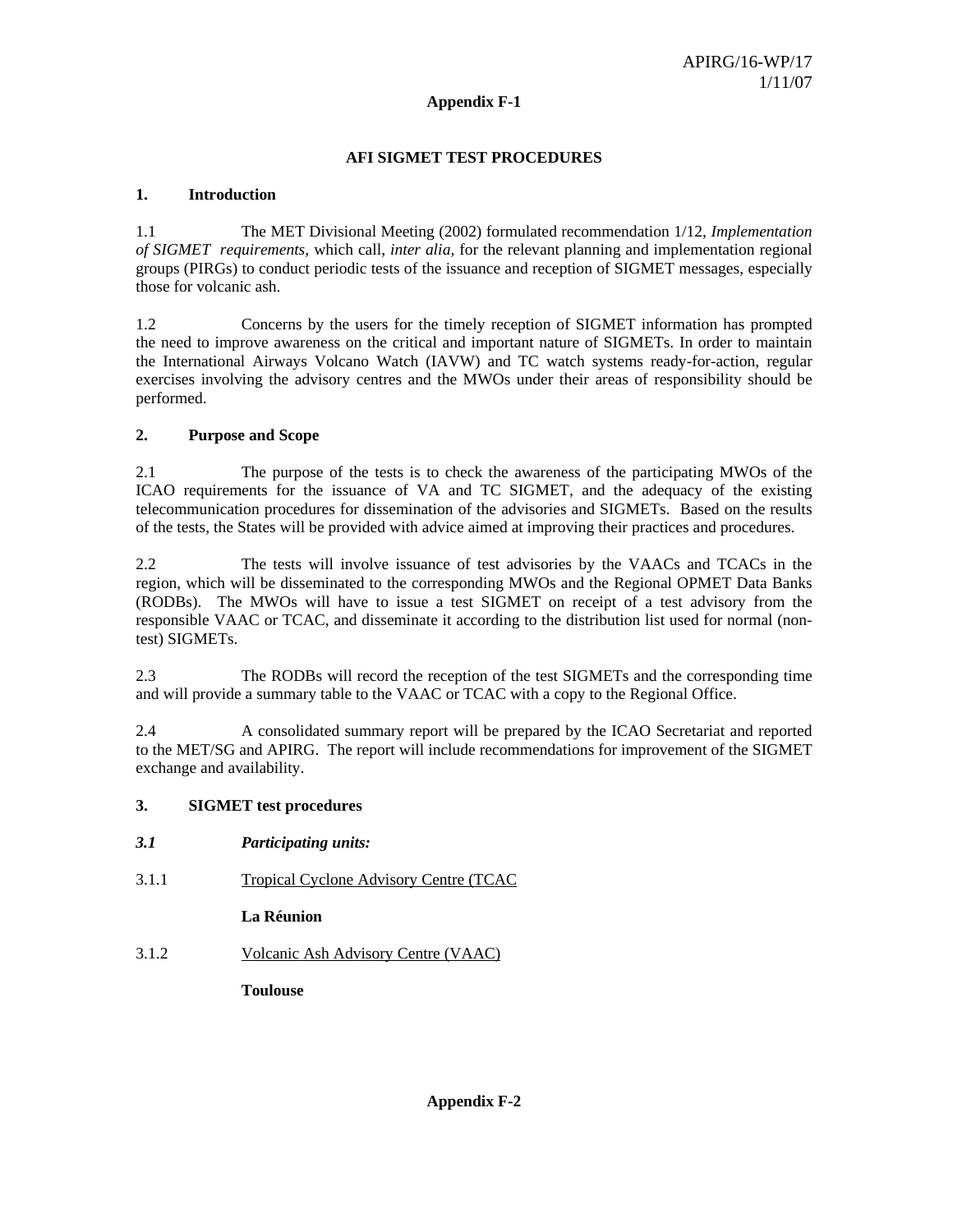**Appendix F-1**

## AFI SIGMET TEST PROCEDURES

### 1. Introduction

1.1 The MET Divisional Meeting (2002) formulated recommendation 1/12, *Implementation of SIGMET requirements,* which call, *inter alia,* for the relevant planning and implementation regional groups (PIRGs) to conduct periodic tests of the issuance and reception of SIGMET messages, especially those for volcanic ash.

1.2 Concerns by the users for the timely reception of SIGMET information has prompted the need to improve awareness on the critical and important nature of SIGMETs. In order to maintain the International Airways Volcano Watch (IAVW) and TC watch systems ready-for-action, regular exercises involving the advisory centres and the MWOs under their areas of responsibility should be performed.

### 2. Purpose and Scope

2.1 The purpose of the tests is to check the awareness of the participating MWOs of the ICAO requirements for the issuance of VA and TC SIGMET, and the adequacy of the existing telecommunication procedures for dissemination of the advisories and SIGMETs. Based on the results of the tests, the States will be provided with advice aimed at improving their practices and procedures.

2.2 The tests will involve issuance of test advisories by the VAACs and TCACs in the region, which will be disseminated to the corresponding MWOs and the Regional OPMET Data Banks (RODBs). The MWOs will have to issue a test SIGMET on receipt of a test advisory from the responsible VAAC or TCAC, and disseminate it according to the distribution list used for normal (non-test) SIGMETs.

2.3 The RODBs will record the reception of the test SIGMETs and the corresponding time and will provide a summary table to the VAAC or TCAC with a copy to the Regional Office.

2.4 A consolidated summary report will be prepared by the ICAO Secretariat and reported to the MET/SG and APIRG. The report will include recommendations for improvement of the SIGMET exchange and availability.

### 3. SIGMET test procedures

***3.1 Participating units:***

3.1.1 Tropical Cyclone Advisory Centre (TCAC

**La Réunion**

3.1.2 Volcanic Ash Advisory Centre (VAAC)

**Toulouse**

**Appendix F-2**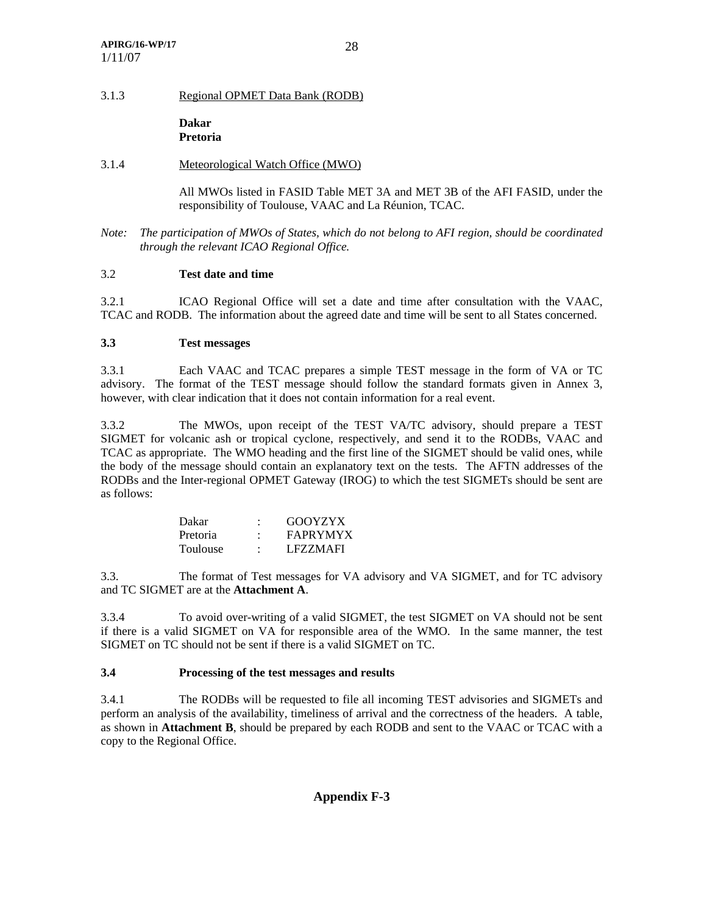3.1.3 Regional OPMET Data Bank (RODB)

**Dakar**
**Pretoria**

3.1.4 Meteorological Watch Office (MWO)

All MWOs listed in FASID Table MET 3A and MET 3B of the AFI FASID, under the responsibility of Toulouse, VAAC and La Réunion, TCAC.

*Note: The participation of MWOs of States, which do not belong to AFI region, should be coordinated through the relevant ICAO Regional Office.*

3.2 **Test date and time**

3.2.1 ICAO Regional Office will set a date and time after consultation with the VAAC, TCAC and RODB. The information about the agreed date and time will be sent to all States concerned.

**3.3 Test messages**

3.3.1 Each VAAC and TCAC prepares a simple TEST message in the form of VA or TC advisory. The format of the TEST message should follow the standard formats given in Annex 3, however, with clear indication that it does not contain information for a real event.

3.3.2 The MWOs, upon receipt of the TEST VA/TC advisory, should prepare a TEST SIGMET for volcanic ash or tropical cyclone, respectively, and send it to the RODBs, VAAC and TCAC as appropriate. The WMO heading and the first line of the SIGMET should be valid ones, while the body of the message should contain an explanatory text on the tests. The AFTN addresses of the RODBs and the Inter-regional OPMET Gateway (IROG) to which the test SIGMETs should be sent are as follows:

| | | |
|---|---|---|
| Dakar | : | GOOYZYX |
| Pretoria | : | FAPRYMYX |
| Toulouse | : | LFZZMAFI |

3.3. The format of Test messages for VA advisory and VA SIGMET, and for TC advisory and TC SIGMET are at the **Attachment A**.

3.3.4 To avoid over-writing of a valid SIGMET, the test SIGMET on VA should not be sent if there is a valid SIGMET on VA for responsible area of the WMO. In the same manner, the test SIGMET on TC should not be sent if there is a valid SIGMET on TC.

**3.4 Processing of the test messages and results**

3.4.1 The RODBs will be requested to file all incoming TEST advisories and SIGMETs and perform an analysis of the availability, timeliness of arrival and the correctness of the headers. A table, as shown in **Attachment B**, should be prepared by each RODB and sent to the VAAC or TCAC with a copy to the Regional Office.

**Appendix F-3**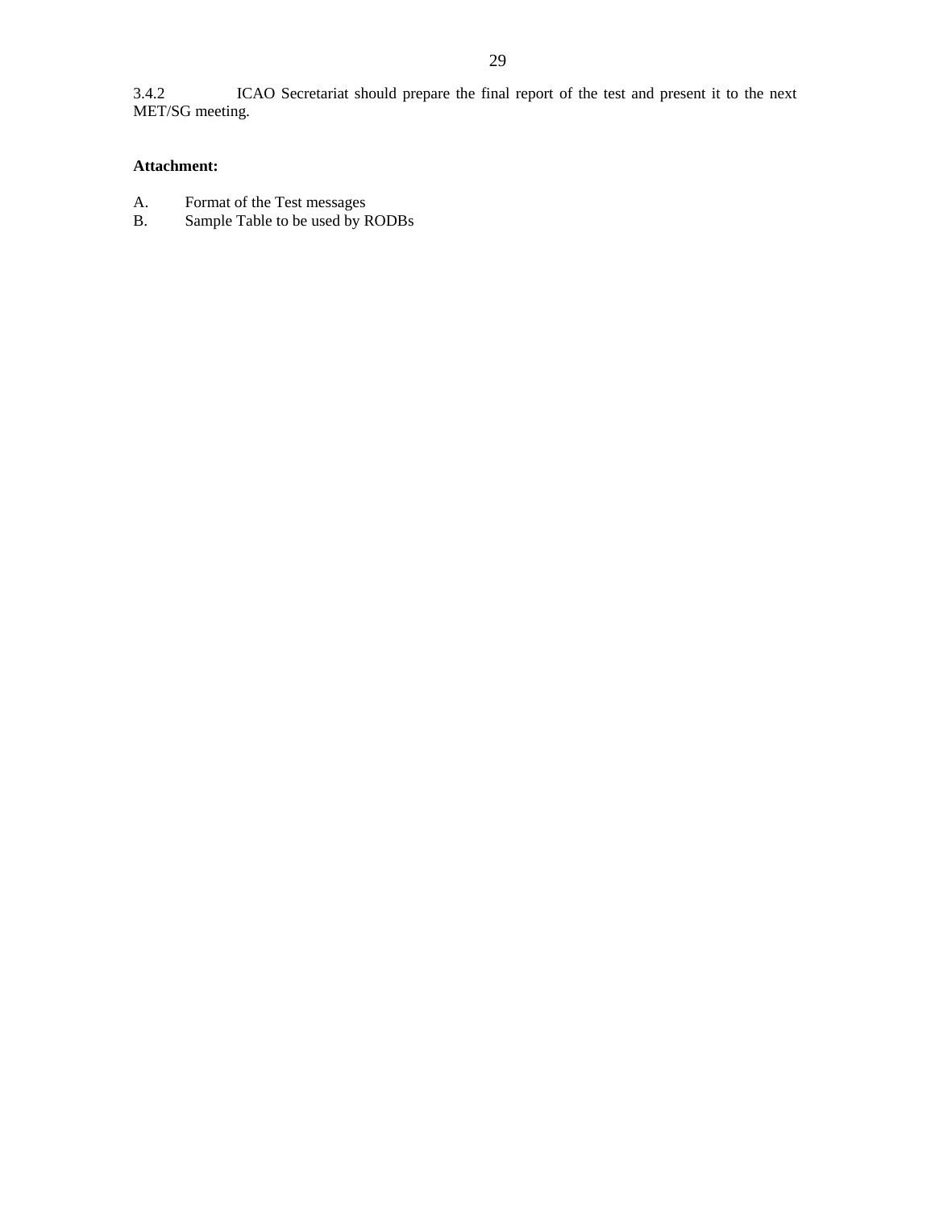3.4.2 ICAO Secretariat should prepare the final report of the test and present it to the next MET/SG meeting.

**Attachment:**

A. Format of the Test messages
B. Sample Table to be used by RODBs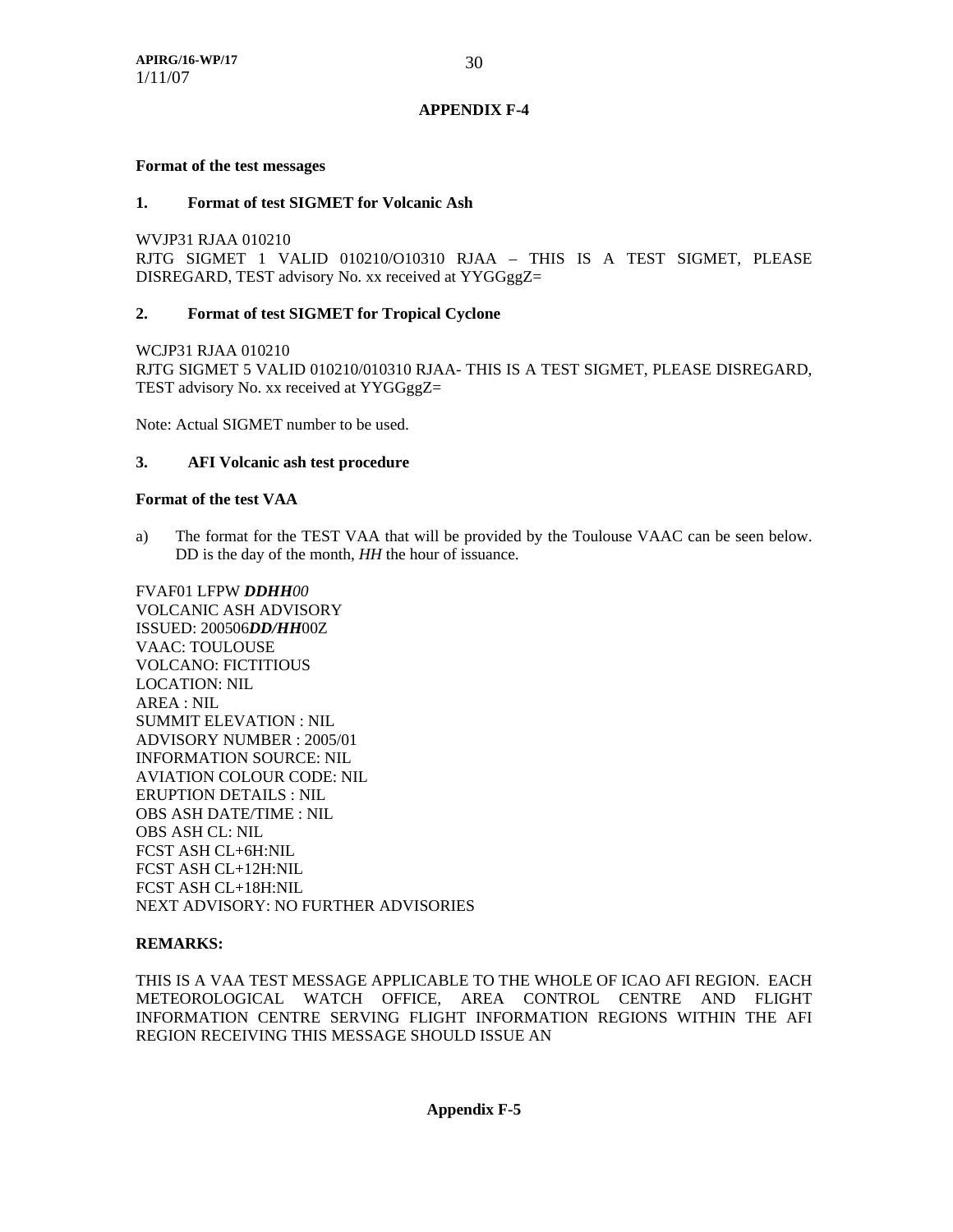**APPENDIX F-4**

**Format of the test messages**

**1. Format of test SIGMET for Volcanic Ash**

WVJP31 RJAA 010210
RJTG SIGMET 1 VALID 010210/O10310 RJAA – THIS IS A TEST SIGMET, PLEASE DISREGARD, TEST advisory No. xx received at YYGGggZ=

**2. Format of test SIGMET for Tropical Cyclone**

WCJP31 RJAA 010210
RJTG SIGMET 5 VALID 010210/010310 RJAA- THIS IS A TEST SIGMET, PLEASE DISREGARD, TEST advisory No. xx received at YYGGggZ=

Note: Actual SIGMET number to be used.

**3. AFI Volcanic ash test procedure**

**Format of the test VAA**

a) The format for the TEST VAA that will be provided by the Toulouse VAAC can be seen below. DD is the day of the month, *HH* the hour of issuance.

FVAF01 LFPW ***DDHH****00*
VOLCANIC ASH ADVISORY
ISSUED: 200506***DD/HH***00Z
VAAC: TOULOUSE
VOLCANO: FICTITIOUS
LOCATION: NIL
AREA : NIL
SUMMIT ELEVATION : NIL
ADVISORY NUMBER : 2005/01
INFORMATION SOURCE: NIL
AVIATION COLOUR CODE: NIL
ERUPTION DETAILS : NIL
OBS ASH DATE/TIME : NIL
OBS ASH CL: NIL
FCST ASH CL+6H:NIL
FCST ASH CL+12H:NIL
FCST ASH CL+18H:NIL
NEXT ADVISORY: NO FURTHER ADVISORIES

**REMARKS:**

THIS IS A VAA TEST MESSAGE APPLICABLE TO THE WHOLE OF ICAO AFI REGION. EACH METEOROLOGICAL WATCH OFFICE, AREA CONTROL CENTRE AND FLIGHT INFORMATION CENTRE SERVING FLIGHT INFORMATION REGIONS WITHIN THE AFI REGION RECEIVING THIS MESSAGE SHOULD ISSUE AN

**Appendix F-5**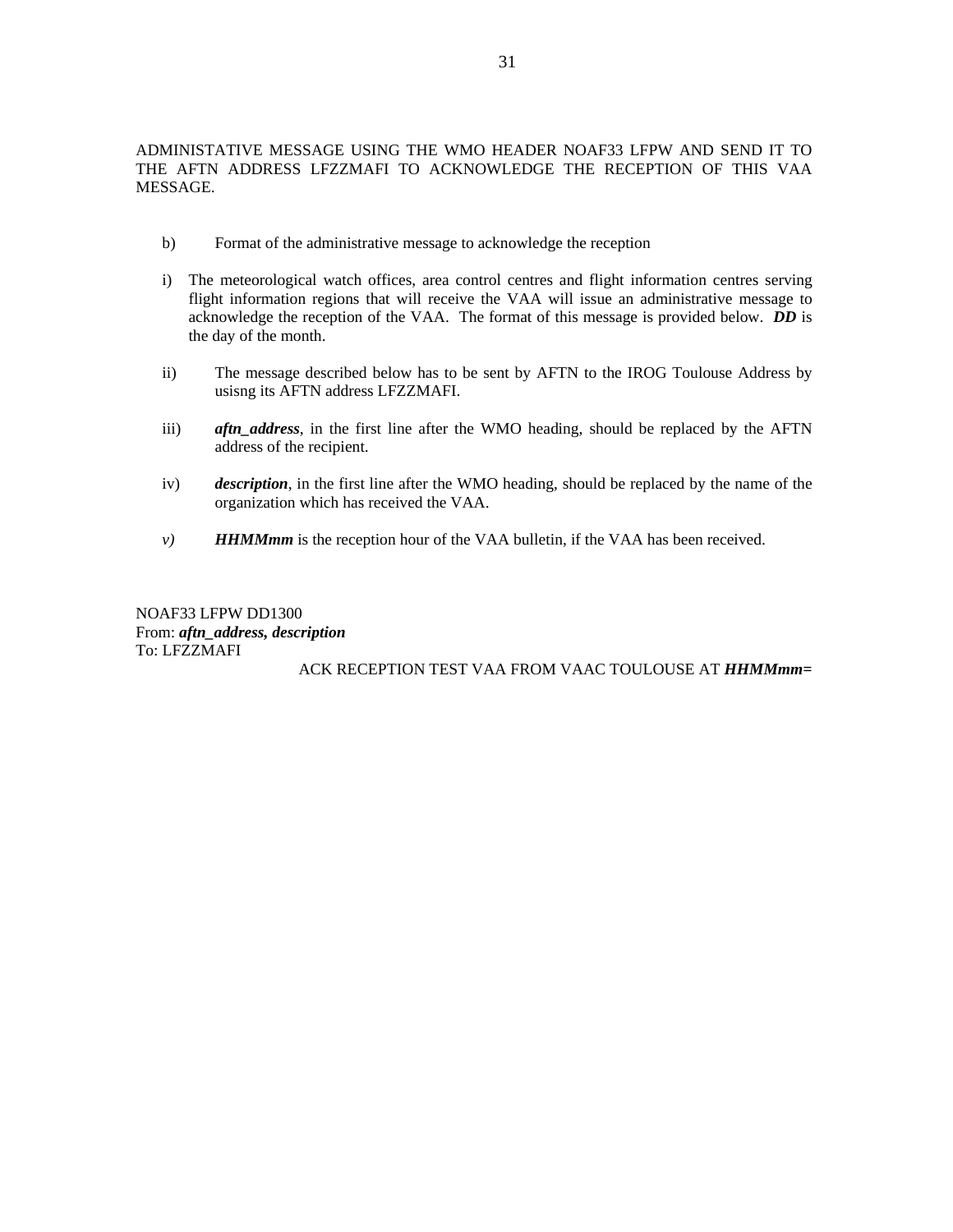ADMINISTATIVE MESSAGE USING THE WMO HEADER NOAF33 LFPW AND SEND IT TO THE AFTN ADDRESS LFZZMAFI TO ACKNOWLEDGE THE RECEPTION OF THIS VAA MESSAGE.

b) Format of the administrative message to acknowledge the reception

i) The meteorological watch offices, area control centres and flight information centres serving flight information regions that will receive the VAA will issue an administrative message to acknowledge the reception of the VAA. The format of this message is provided below. ***DD*** is the day of the month.

ii) The message described below has to be sent by AFTN to the IROG Toulouse Address by usisng its AFTN address LFZZMAFI.

iii) ***aftn_address***, in the first line after the WMO heading, should be replaced by the AFTN address of the recipient.

iv) ***description***, in the first line after the WMO heading, should be replaced by the name of the organization which has received the VAA.

*v)* ***HHMMmm*** is the reception hour of the VAA bulletin, if the VAA has been received.

NOAF33 LFPW DD1300
From: ***aftn_address, description***
To: LFZZMAFI
ACK RECEPTION TEST VAA FROM VAAC TOULOUSE AT ***HHMMmm=***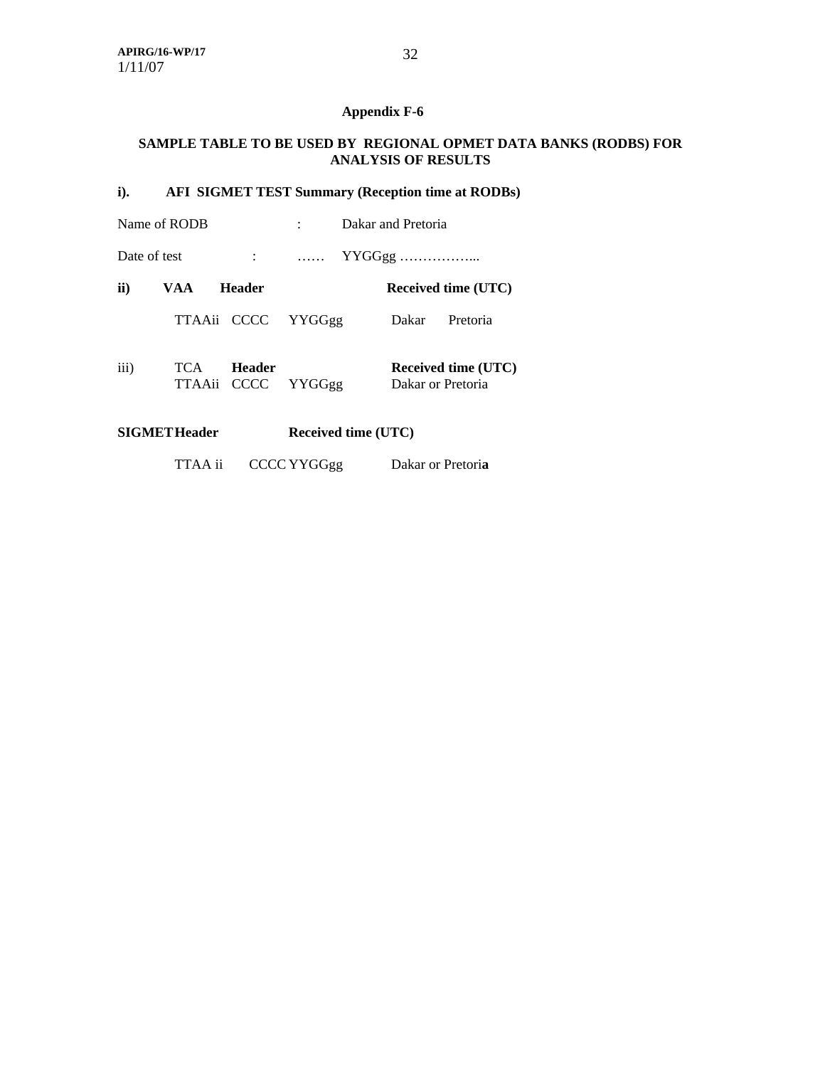**Appendix F-6**

**SAMPLE TABLE TO BE USED BY REGIONAL OPMET DATA BANKS (RODBS) FOR ANALYSIS OF RESULTS**

**i). AFI SIGMET TEST Summary (Reception time at RODBs)**

Name of RODB : Dakar and Pretoria

Date of test : …… YYGGgg ……………...

| **ii)** | **VAA** | **Header** | | **Received time (UTC)** | |
|---|---|---|---|---|---|
| | TTAAii | CCCC | YYGGgg | Dakar | Pretoria |

| iii) | TCA | **Header** | | **Received time (UTC)** |
|---|---|---|---|---|
| | TTAAii | CCCC | YYGGgg | Dakar or Pretoria |

| **SIGMET** | **Header** | | **Received time (UTC)** |
|---|---|---|---|
| | TTAA ii | CCCC YYGGgg | Dakar or Pretori**a** |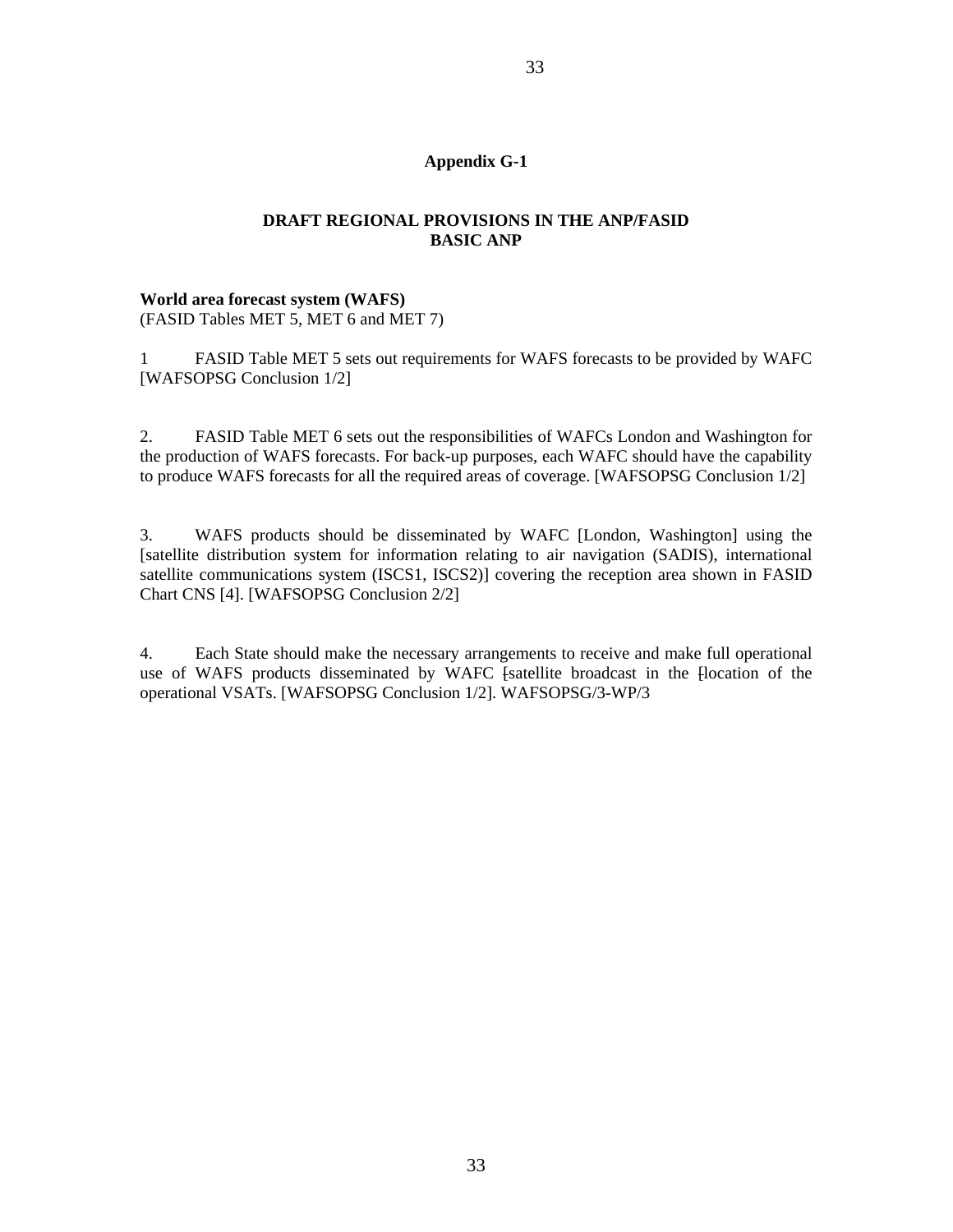**Appendix G-1**

**DRAFT REGIONAL PROVISIONS IN THE ANP/FASID**
**BASIC ANP**

**World area forecast system (WAFS)**
(FASID Tables MET 5, MET 6 and MET 7)

1 FASID Table MET 5 sets out requirements for WAFS forecasts to be provided by WAFC [WAFSOPSG Conclusion 1/2]

2. FASID Table MET 6 sets out the responsibilities of WAFCs London and Washington for the production of WAFS forecasts. For back-up purposes, each WAFC should have the capability to produce WAFS forecasts for all the required areas of coverage. [WAFSOPSG Conclusion 1/2]

3. WAFS products should be disseminated by WAFC [London, Washington] using the [satellite distribution system for information relating to air navigation (SADIS), international satellite communications system (ISCS1, ISCS2)] covering the reception area shown in FASID Chart CNS [4]. [WAFSOPSG Conclusion 2/2]

4. Each State should make the necessary arrangements to receive and make full operational use of WAFS products disseminated by WAFC [satellite broadcast in the [location of the operational VSATs. [WAFSOPSG Conclusion 1/2]. WAFSOPSG/3-WP/3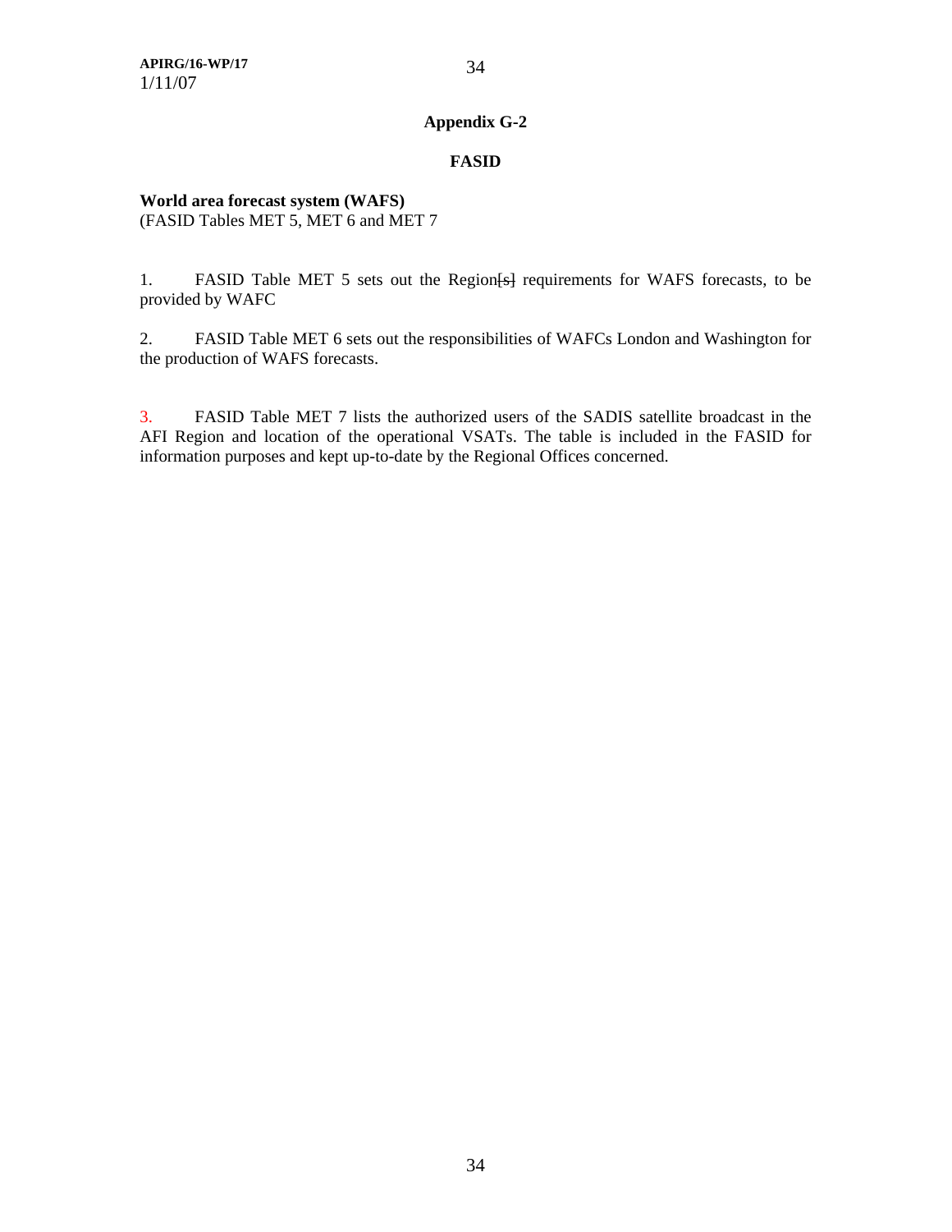## Appendix G-2

## FASID

**World area forecast system (WAFS)**
(FASID Tables MET 5, MET 6 and MET 7

1. FASID Table MET 5 sets out the Region[s] requirements for WAFS forecasts, to be provided by WAFC

2. FASID Table MET 6 sets out the responsibilities of WAFCs London and Washington for the production of WAFS forecasts.

3. FASID Table MET 7 lists the authorized users of the SADIS satellite broadcast in the AFI Region and location of the operational VSATs. The table is included in the FASID for information purposes and kept up-to-date by the Regional Offices concerned.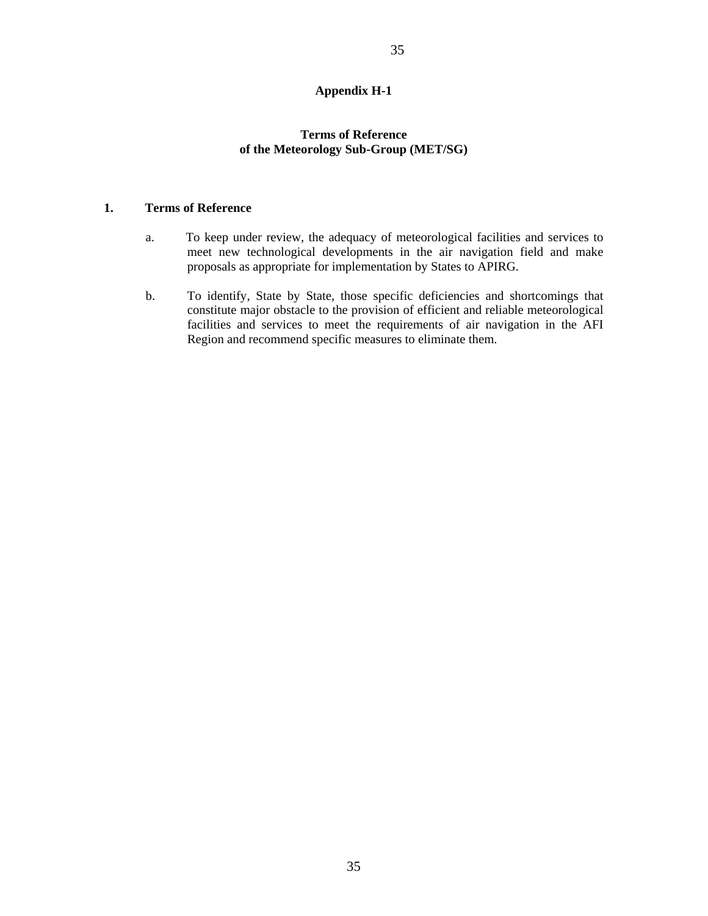## Appendix H-1

### Terms of Reference of the Meteorology Sub-Group (MET/SG)

**1. Terms of Reference**

a. To keep under review, the adequacy of meteorological facilities and services to meet new technological developments in the air navigation field and make proposals as appropriate for implementation by States to APIRG.

b. To identify, State by State, those specific deficiencies and shortcomings that constitute major obstacle to the provision of efficient and reliable meteorological facilities and services to meet the requirements of air navigation in the AFI Region and recommend specific measures to eliminate them.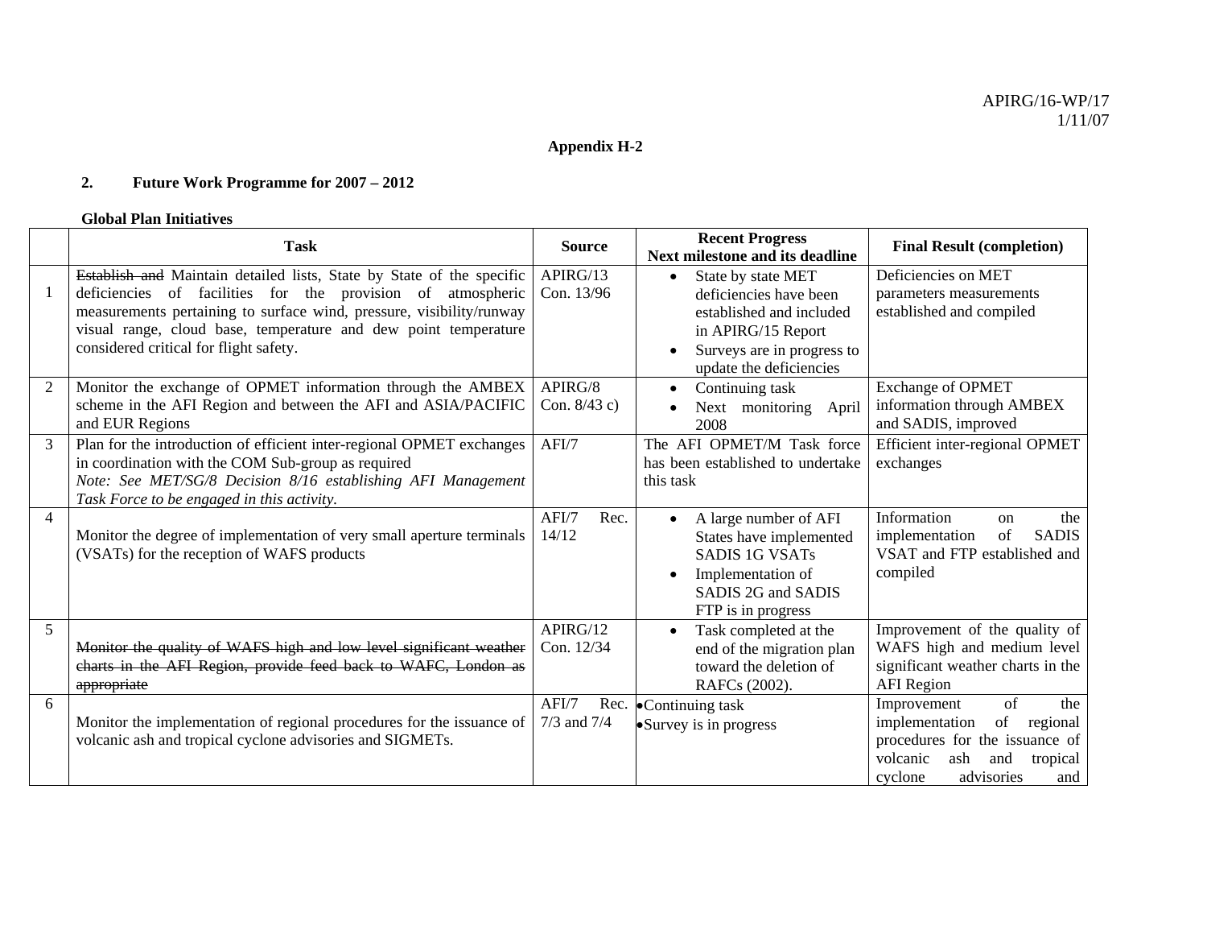APIRG/16-WP/17
1/11/07

**Appendix H-2**

## 2. Future Work Programme for 2007 – 2012

**Global Plan Initiatives**

| | Task | Source | Recent Progress<br>Next milestone and its deadline | Final Result (completion) |
|---|---|---|---|---|
| 1 | ~~Establish and~~ Maintain detailed lists, State by State of the specific deficiencies of facilities for the provision of atmospheric measurements pertaining to surface wind, pressure, visibility/runway visual range, cloud base, temperature and dew point temperature considered critical for flight safety. | APIRG/13 Con. 13/96 | • State by state MET deficiencies have been established and included in APIRG/15 Report<br>• Surveys are in progress to update the deficiencies | Deficiencies on MET parameters measurements established and compiled |
| 2 | Monitor the exchange of OPMET information through the AMBEX scheme in the AFI Region and between the AFI and ASIA/PACIFIC and EUR Regions | APIRG/8 Con. 8/43 c) | • Continuing task<br>• Next monitoring April 2008 | Exchange of OPMET information through AMBEX and SADIS, improved |
| 3 | Plan for the introduction of efficient inter-regional OPMET exchanges in coordination with the COM Sub-group as required<br>*Note: See MET/SG/8 Decision 8/16 establishing AFI Management Task Force to be engaged in this activity.* | AFI/7 | The AFI OPMET/M Task force has been established to undertake this task | Efficient inter-regional OPMET exchanges |
| 4 | Monitor the degree of implementation of very small aperture terminals (VSATs) for the reception of WAFS products | AFI/7 Rec. 14/12 | • A large number of AFI States have implemented SADIS 1G VSATs<br>• Implementation of SADIS 2G and SADIS FTP is in progress | Information on the implementation of SADIS VSAT and FTP established and compiled |
| 5 | ~~Monitor the quality of WAFS high and low level significant weather charts in the AFI Region, provide feed back to WAFC, London as appropriate~~ | APIRG/12 Con. 12/34 | • Task completed at the end of the migration plan toward the deletion of RAFCs (2002). | Improvement of the quality of WAFS high and medium level significant weather charts in the AFI Region |
| 6 | Monitor the implementation of regional procedures for the issuance of volcanic ash and tropical cyclone advisories and SIGMETs. | AFI/7 Rec. 7/3 and 7/4 | • Continuing task<br>• Survey is in progress | Improvement of the implementation of regional procedures for the issuance of volcanic ash and tropical cyclone advisories and |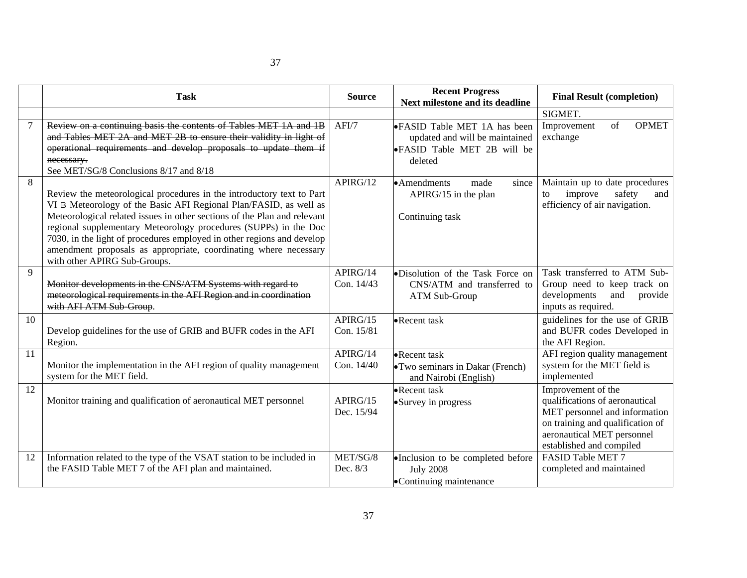| | Task | Source | Recent Progress<br>Next milestone and its deadline | Final Result (completion) |
|---|---|---|---|---|
| | | | | SIGMET. |
| 7 | ~~Review on a continuing basis the contents of Tables MET 1A and 1B and Tables MET 2A and MET 2B to ensure their validity in light of operational requirements and develop proposals to update them if necessary.~~<br>See MET/SG/8 Conclusions 8/17 and 8/18 | AFI/7 | • FASID Table MET 1A has been updated and will be maintained<br>• FASID Table MET 2B will be deleted | Improvement of OPMET exchange |
| 8 | Review the meteorological procedures in the introductory text to Part VI B Meteorology of the Basic AFI Regional Plan/FASID, as well as Meteorological related issues in other sections of the Plan and relevant regional supplementary Meteorology procedures (SUPPs) in the Doc 7030, in the light of procedures employed in other regions and develop amendment proposals as appropriate, coordinating where necessary with other APIRG Sub-Groups. | APIRG/12 | • Amendments made since APIRG/15 in the plan<br><br>Continuing task | Maintain up to date procedures to improve safety and efficiency of air navigation. |
| 9 | ~~Monitor developments in the CNS/ATM Systems with regard to meteorological requirements in the AFI Region and in coordination with AFI ATM Sub-Group~~. | APIRG/14<br>Con. 14/43 | • Disolution of the Task Force on CNS/ATM and transferred to ATM Sub-Group | Task transferred to ATM Sub-Group need to keep track on developments and provide inputs as required. |
| 10 | Develop guidelines for the use of GRIB and BUFR codes in the AFI Region. | APIRG/15<br>Con. 15/81 | • Recent task | guidelines for the use of GRIB and BUFR codes Developed in the AFI Region. |
| 11 | Monitor the implementation in the AFI region of quality management system for the MET field. | APIRG/14<br>Con. 14/40 | • Recent task<br>• Two seminars in Dakar (French) and Nairobi (English) | AFI region quality management system for the MET field is implemented |
| 12 | Monitor training and qualification of aeronautical MET personnel | APIRG/15<br>Dec. 15/94 | • Recent task<br>• Survey in progress | Improvement of the qualifications of aeronautical MET personnel and information on training and qualification of aeronautical MET personnel established and compiled |
| 12 | Information related to the type of the VSAT station to be included in the FASID Table MET 7 of the AFI plan and maintained. | MET/SG/8<br>Dec. 8/3 | • Inclusion to be completed before July 2008<br>• Continuing maintenance | FASID Table MET 7 completed and maintained |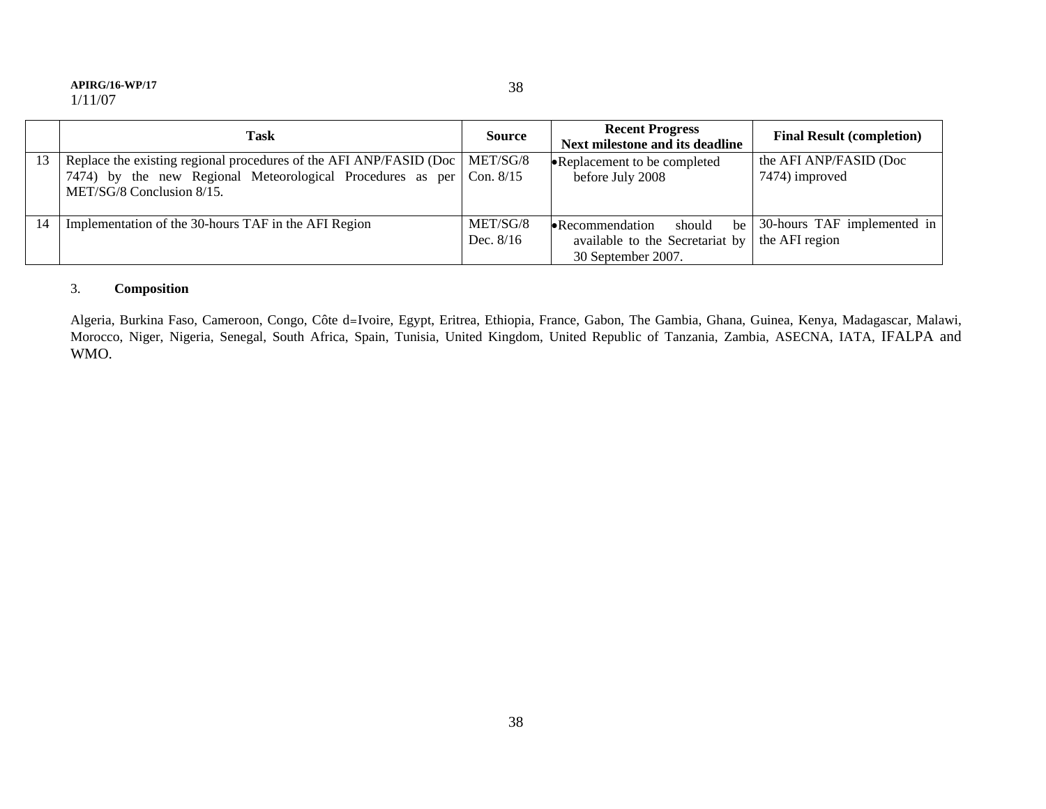| | Task | Source | Recent Progress Next milestone and its deadline | Final Result (completion) |
|---|---|---|---|---|
| 13 | Replace the existing regional procedures of the AFI ANP/FASID (Doc 7474) by the new Regional Meteorological Procedures as per MET/SG/8 Conclusion 8/15. | MET/SG/8 Con. 8/15 | • Replacement to be completed before July 2008 | the AFI ANP/FASID (Doc 7474) improved |
| 14 | Implementation of the 30-hours TAF in the AFI Region | MET/SG/8 Dec. 8/16 | • Recommendation should be available to the Secretariat by 30 September 2007. | 30-hours TAF implemented in the AFI region |

3. **Composition**

Algeria, Burkina Faso, Cameroon, Congo, Côte d=Ivoire, Egypt, Eritrea, Ethiopia, France, Gabon, The Gambia, Ghana, Guinea, Kenya, Madagascar, Malawi, Morocco, Niger, Nigeria, Senegal, South Africa, Spain, Tunisia, United Kingdom, United Republic of Tanzania, Zambia, ASECNA, IATA, IFALPA and WMO.